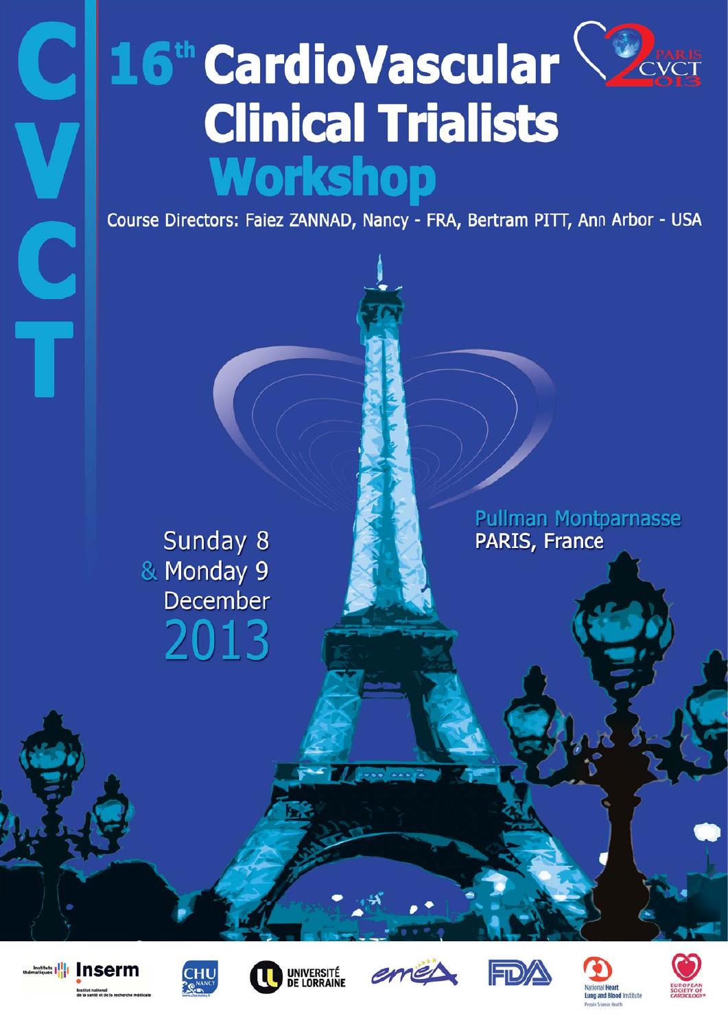# 16th CardioVascular Clinical Trialists Workshop

Course Directors: Faiez ZANNAD, Nancy - FRA, Bertram PITT, Ann Arbor - USA

Sunday 8
& Monday 9
December
2013

Pullman Montparnasse
PARIS, France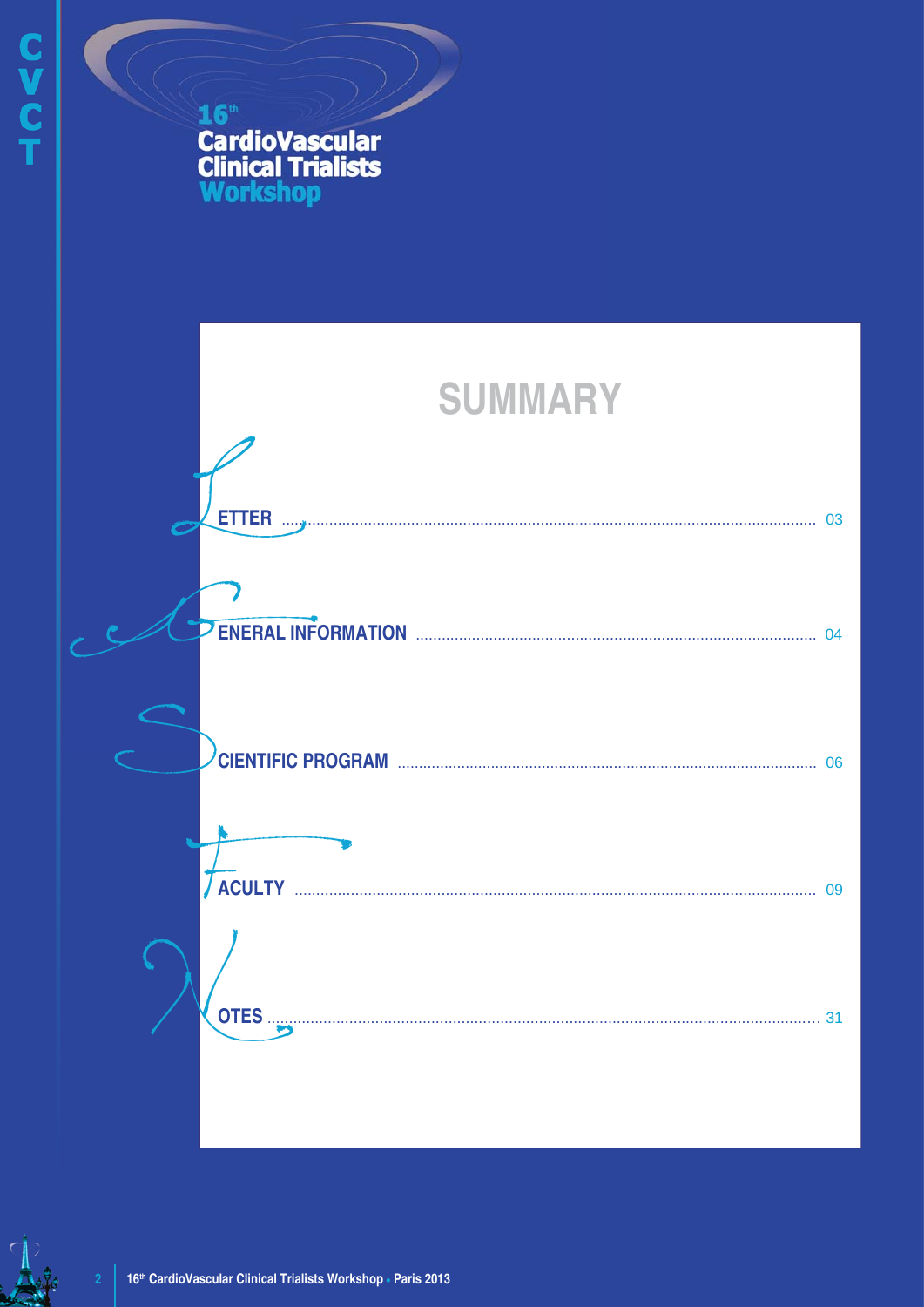16th CardioVascular Clinical Trialists Workshop

# SUMMARY

| | |
|---|---|
| LETTER | 03 |
| GENERAL INFORMATION | 04 |
| SCIENTIFIC PROGRAM | 06 |
| FACULTY | 09 |
| NOTES | 31 |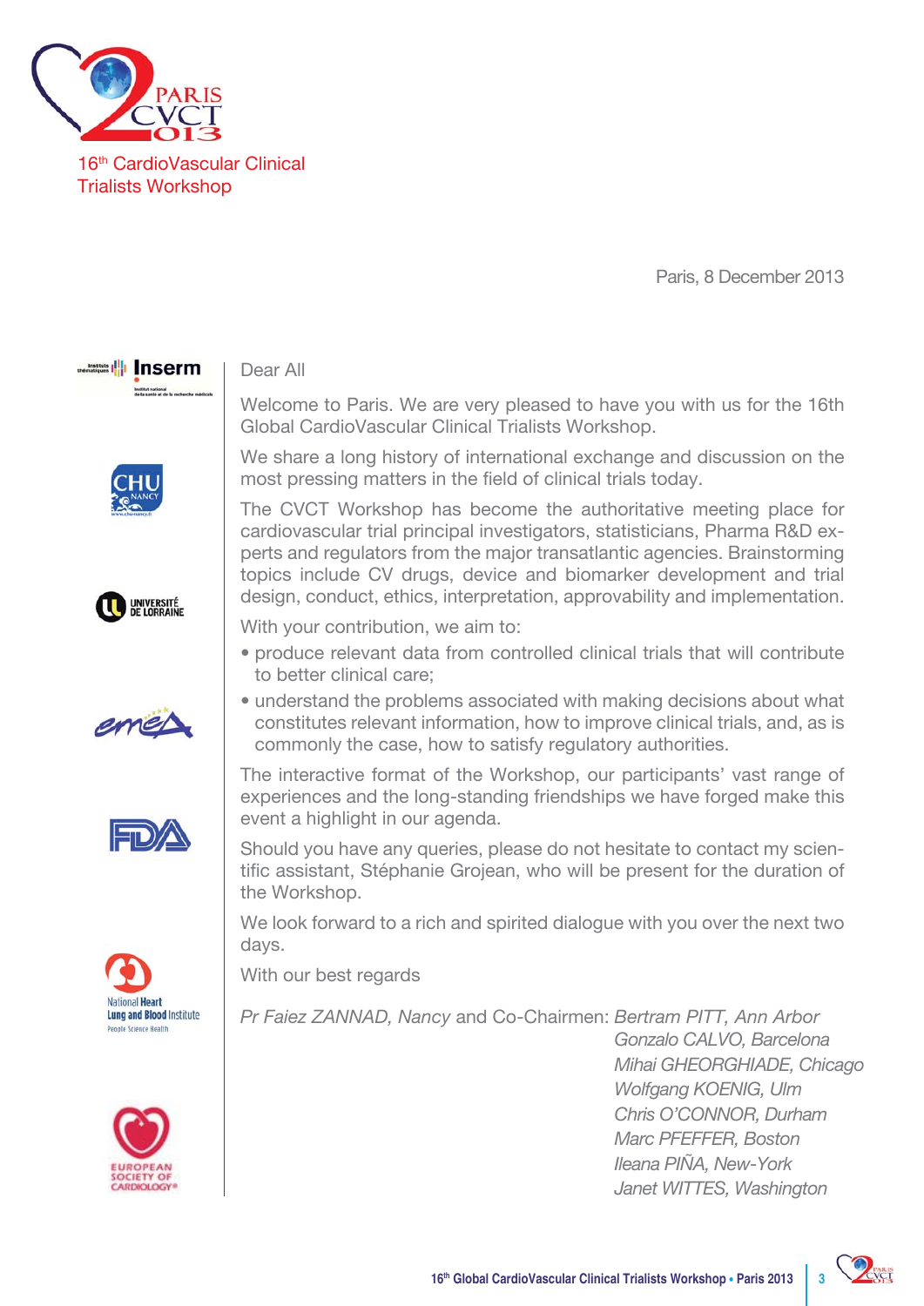PARIS CVCT 2013

16th CardioVascular Clinical Trialists Workshop

Paris, 8 December 2013

Dear All

Welcome to Paris. We are very pleased to have you with us for the 16th Global CardioVascular Clinical Trialists Workshop.

We share a long history of international exchange and discussion on the most pressing matters in the field of clinical trials today.

The CVCT Workshop has become the authoritative meeting place for cardiovascular trial principal investigators, statisticians, Pharma R&D experts and regulators from the major transatlantic agencies. Brainstorming topics include CV drugs, device and biomarker development and trial design, conduct, ethics, interpretation, approvability and implementation.

With your contribution, we aim to:

- produce relevant data from controlled clinical trials that will contribute to better clinical care;
- understand the problems associated with making decisions about what constitutes relevant information, how to improve clinical trials, and, as is commonly the case, how to satisfy regulatory authorities.

The interactive format of the Workshop, our participants' vast range of experiences and the long-standing friendships we have forged make this event a highlight in our agenda.

Should you have any queries, please do not hesitate to contact my scientific assistant, Stéphanie Grojean, who will be present for the duration of the Workshop.

We look forward to a rich and spirited dialogue with you over the next two days.

With our best regards

*Pr Faiez ZANNAD, Nancy* and Co-Chairmen: *Bertram PITT, Ann Arbor*
*Gonzalo CALVO, Barcelona*
*Mihai GHEORGHIADE, Chicago*
*Wolfgang KOENIG, Ulm*
*Chris O'CONNOR, Durham*
*Marc PFEFFER, Boston*
*Ileana PIÑA, New-York*
*Janet WITTES, Washington*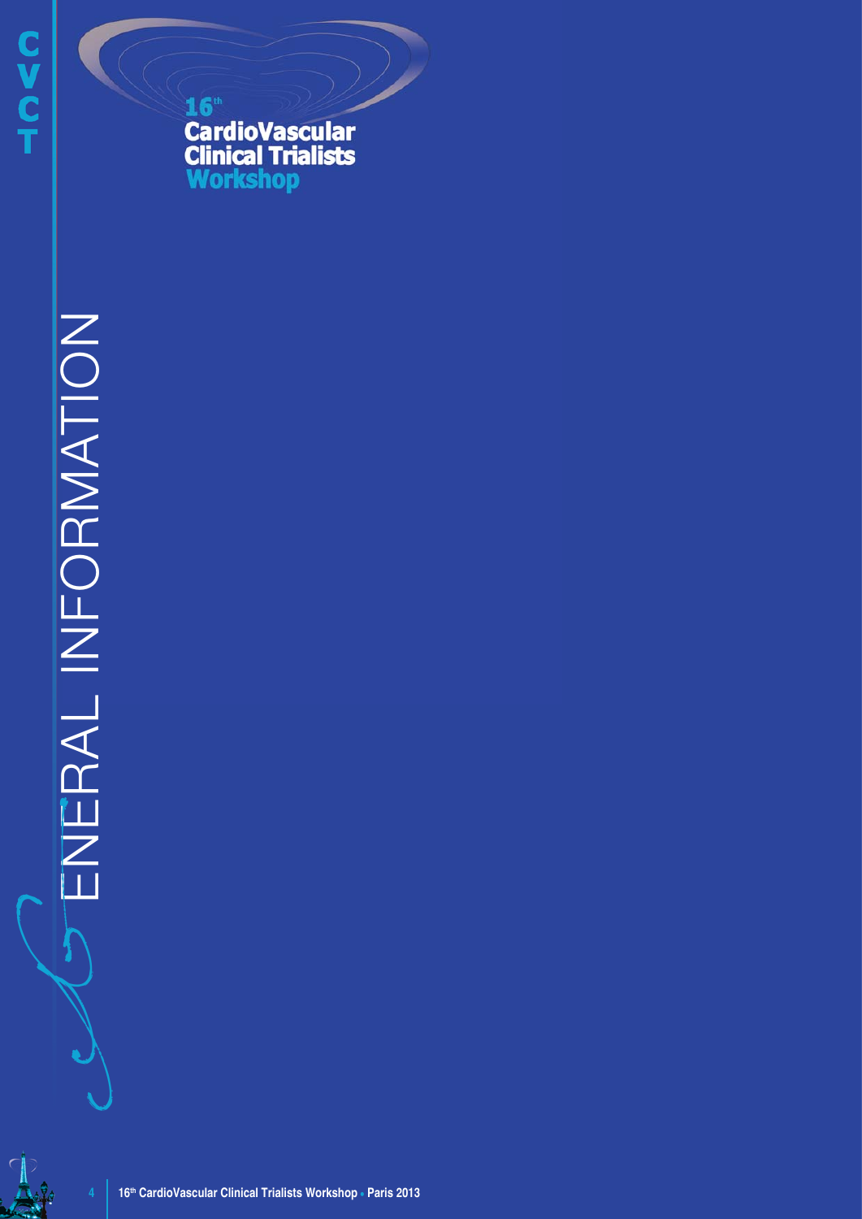# GENERAL INFORMATION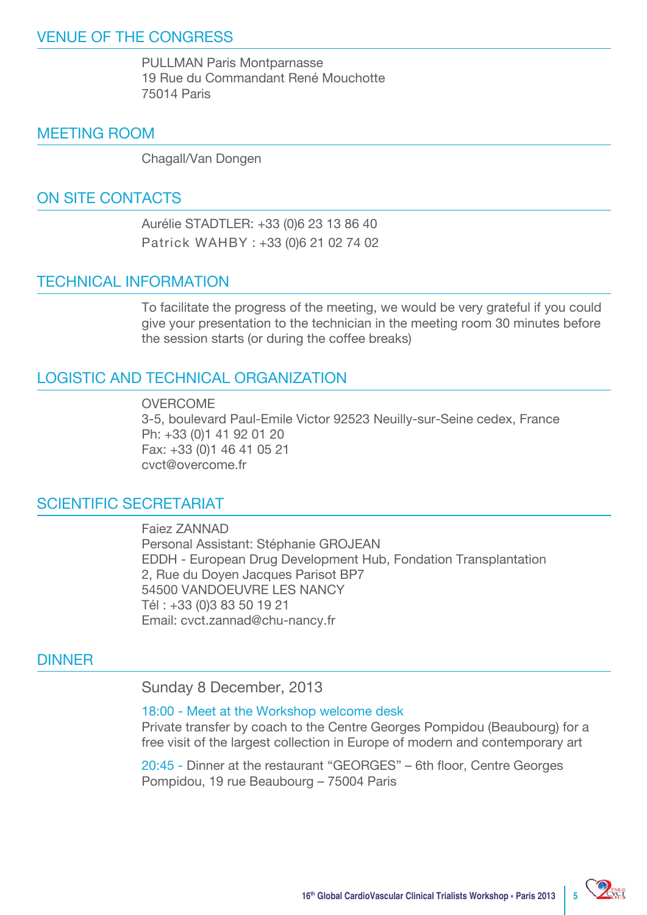## VENUE OF THE CONGRESS

PULLMAN Paris Montparnasse
19 Rue du Commandant René Mouchotte
75014 Paris

## MEETING ROOM

Chagall/Van Dongen

## ON SITE CONTACTS

Aurélie STADTLER: +33 (0)6 23 13 86 40
Patrick WAHBY : +33 (0)6 21 02 74 02

## TECHNICAL INFORMATION

To facilitate the progress of the meeting, we would be very grateful if you could give your presentation to the technician in the meeting room 30 minutes before the session starts (or during the coffee breaks)

## LOGISTIC AND TECHNICAL ORGANIZATION

OVERCOME
3-5, boulevard Paul-Emile Victor 92523 Neuilly-sur-Seine cedex, France
Ph: +33 (0)1 41 92 01 20
Fax: +33 (0)1 46 41 05 21
cvct@overcome.fr

## SCIENTIFIC SECRETARIAT

Faiez ZANNAD
Personal Assistant: Stéphanie GROJEAN
EDDH - European Drug Development Hub, Fondation Transplantation
2, Rue du Doyen Jacques Parisot BP7
54500 VANDOEUVRE LES NANCY
Tél : +33 (0)3 83 50 19 21
Email: cvct.zannad@chu-nancy.fr

## DINNER

Sunday 8 December, 2013

18:00 - Meet at the Workshop welcome desk
Private transfer by coach to the Centre Georges Pompidou (Beaubourg) for a free visit of the largest collection in Europe of modern and contemporary art

20:45 - Dinner at the restaurant “GEORGES” – 6th floor, Centre Georges Pompidou, 19 rue Beaubourg – 75004 Paris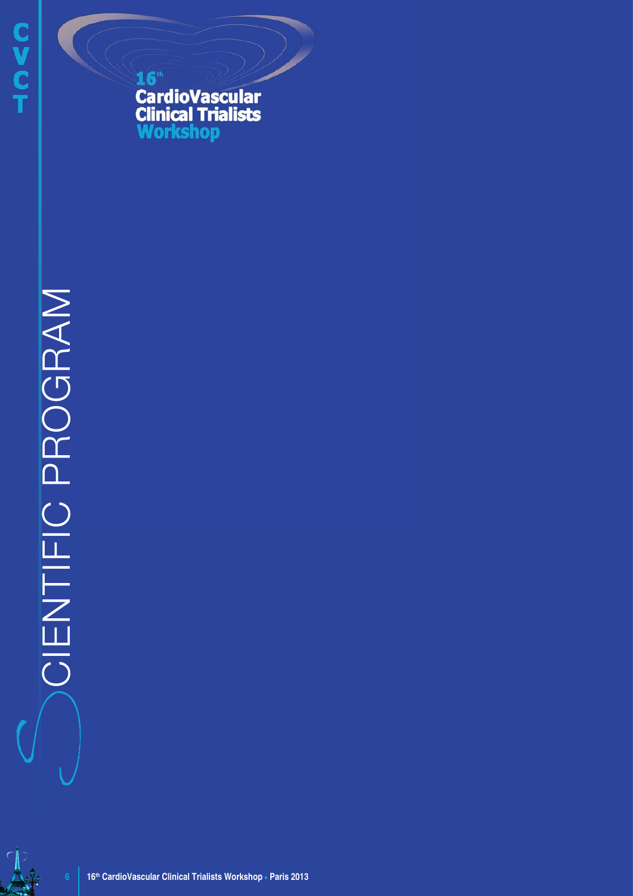# 16th CardioVascular Clinical Trialists Workshop

# SCIENTIFIC PROGRAM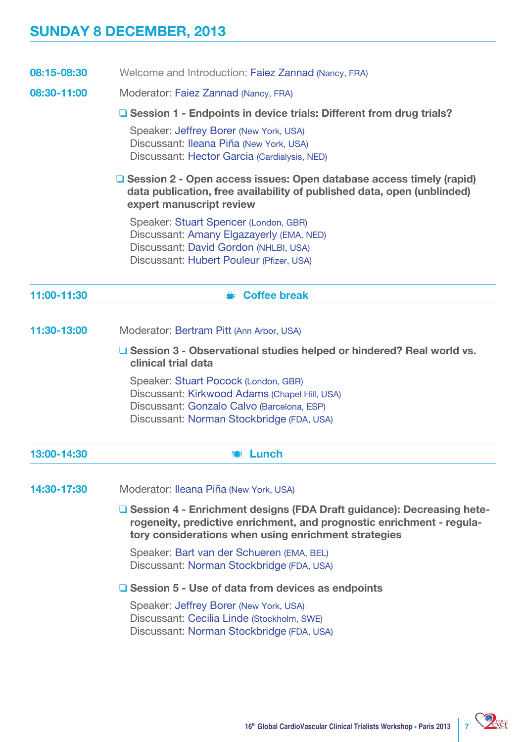# SUNDAY 8 DECEMBER, 2013

**08:15-08:30** Welcome and Introduction: Faiez Zannad (Nancy, FRA)

**08:30-11:00** Moderator: Faiez Zannad (Nancy, FRA)

- **Session 1 - Endpoints in device trials: Different from drug trials?**

  Speaker: Jeffrey Borer (New York, USA)
  Discussant: Ileana Piña (New York, USA)
  Discussant: Hector Garcia (Cardialysis, NED)

- **Session 2 - Open access issues: Open database access timely (rapid) data publication, free availability of published data, open (unblinded) expert manuscript review**

  Speaker: Stuart Spencer (London, GBR)
  Discussant: Amany Elgazayerly (EMA, NED)
  Discussant: David Gordon (NHLBI, USA)
  Discussant: Hubert Pouleur (Pfizer, USA)

**11:00-11:30** Coffee break

**11:30-13:00** Moderator: Bertram Pitt (Ann Arbor, USA)

- **Session 3 - Observational studies helped or hindered? Real world vs. clinical trial data**

  Speaker: Stuart Pocock (London, GBR)
  Discussant: Kirkwood Adams (Chapel Hill, USA)
  Discussant: Gonzalo Calvo (Barcelona, ESP)
  Discussant: Norman Stockbridge (FDA, USA)

**13:00-14:30** Lunch

**14:30-17:30** Moderator: Ileana Piña (New York, USA)

- **Session 4 - Enrichment designs (FDA Draft guidance): Decreasing heterogeneity, predictive enrichment, and prognostic enrichment - regulatory considerations when using enrichment strategies**

  Speaker: Bart van der Schueren (EMA, BEL)
  Discussant: Norman Stockbridge (FDA, USA)

- **Session 5 - Use of data from devices as endpoints**

  Speaker: Jeffrey Borer (New York, USA)
  Discussant: Cecilia Linde (Stockholm, SWE)
  Discussant: Norman Stockbridge (FDA, USA)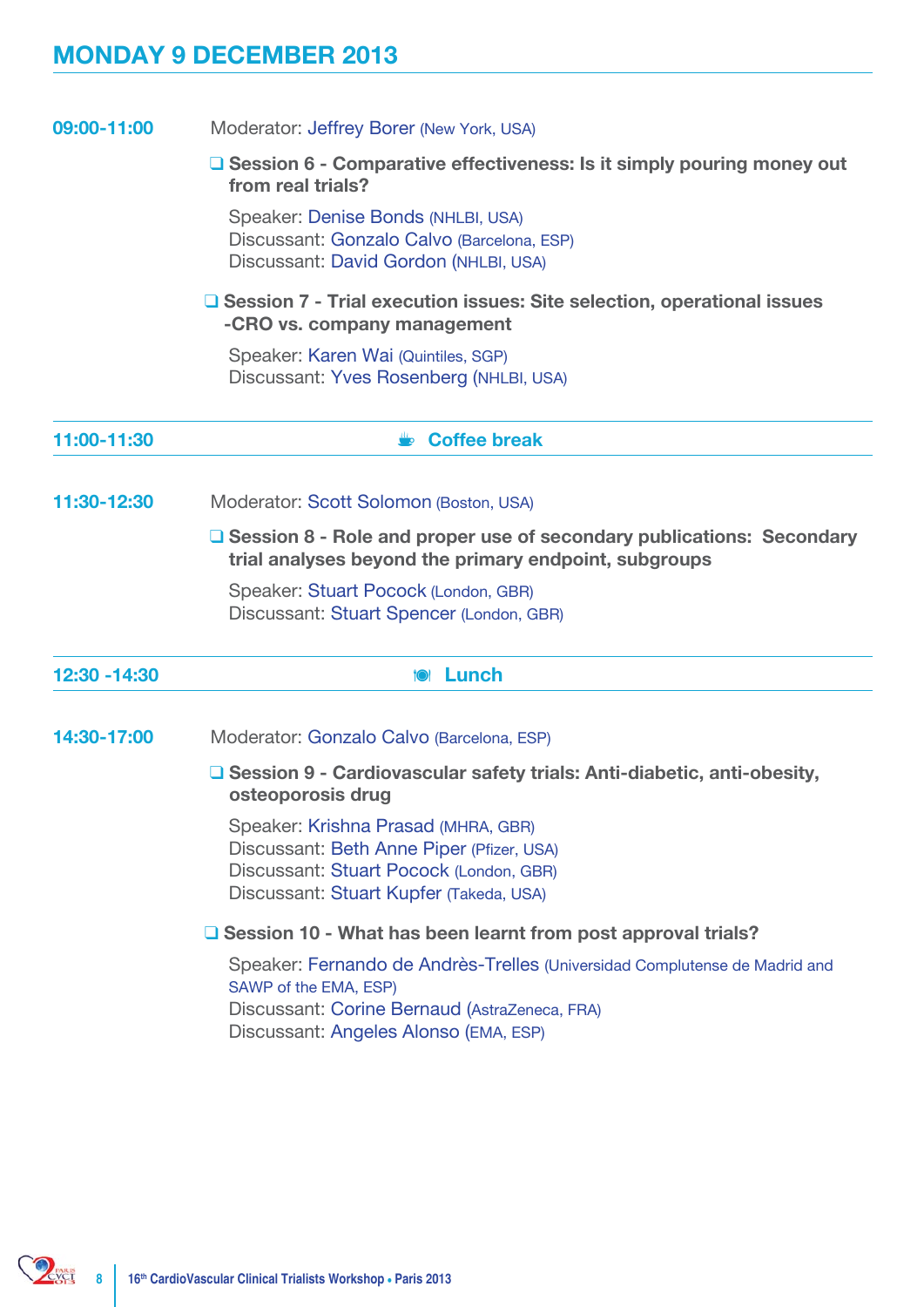## MONDAY 9 DECEMBER 2013

**09:00-11:00**

Moderator: Jeffrey Borer (New York, USA)

- **Session 6 - Comparative effectiveness: Is it simply pouring money out from real trials?**

  Speaker: Denise Bonds (NHLBI, USA)
  Discussant: Gonzalo Calvo (Barcelona, ESP)
  Discussant: David Gordon (NHLBI, USA)

- **Session 7 - Trial execution issues: Site selection, operational issues -CRO vs. company management**

  Speaker: Karen Wai (Quintiles, SGP)
  Discussant: Yves Rosenberg (NHLBI, USA)

**11:00-11:30** — **Coffee break**

**11:30-12:30**

Moderator: Scott Solomon (Boston, USA)

- **Session 8 - Role and proper use of secondary publications: Secondary trial analyses beyond the primary endpoint, subgroups**

  Speaker: Stuart Pocock (London, GBR)
  Discussant: Stuart Spencer (London, GBR)

**12:30 -14:30** — **Lunch**

**14:30-17:00**

Moderator: Gonzalo Calvo (Barcelona, ESP)

- **Session 9 - Cardiovascular safety trials: Anti-diabetic, anti-obesity, osteoporosis drug**

  Speaker: Krishna Prasad (MHRA, GBR)
  Discussant: Beth Anne Piper (Pfizer, USA)
  Discussant: Stuart Pocock (London, GBR)
  Discussant: Stuart Kupfer (Takeda, USA)

- **Session 10 - What has been learnt from post approval trials?**

  Speaker: Fernando de Andrès-Trelles (Universidad Complutense de Madrid and SAWP of the EMA, ESP)
  Discussant: Corine Bernaud (AstraZeneca, FRA)
  Discussant: Angeles Alonso (EMA, ESP)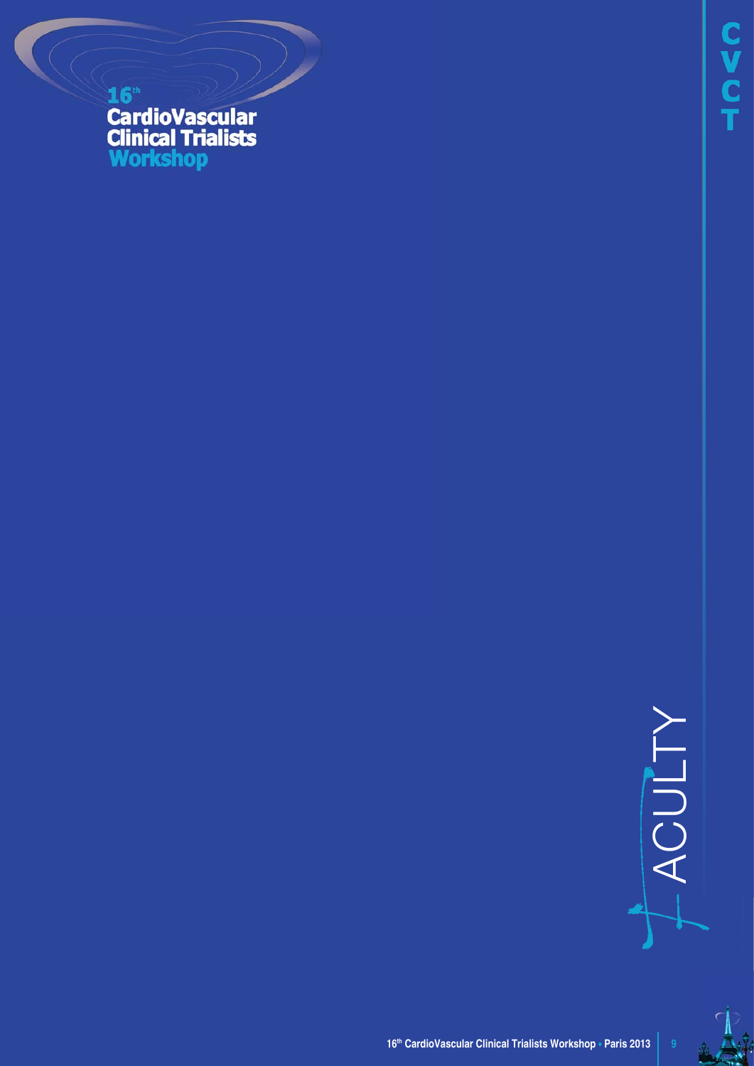# FACULTY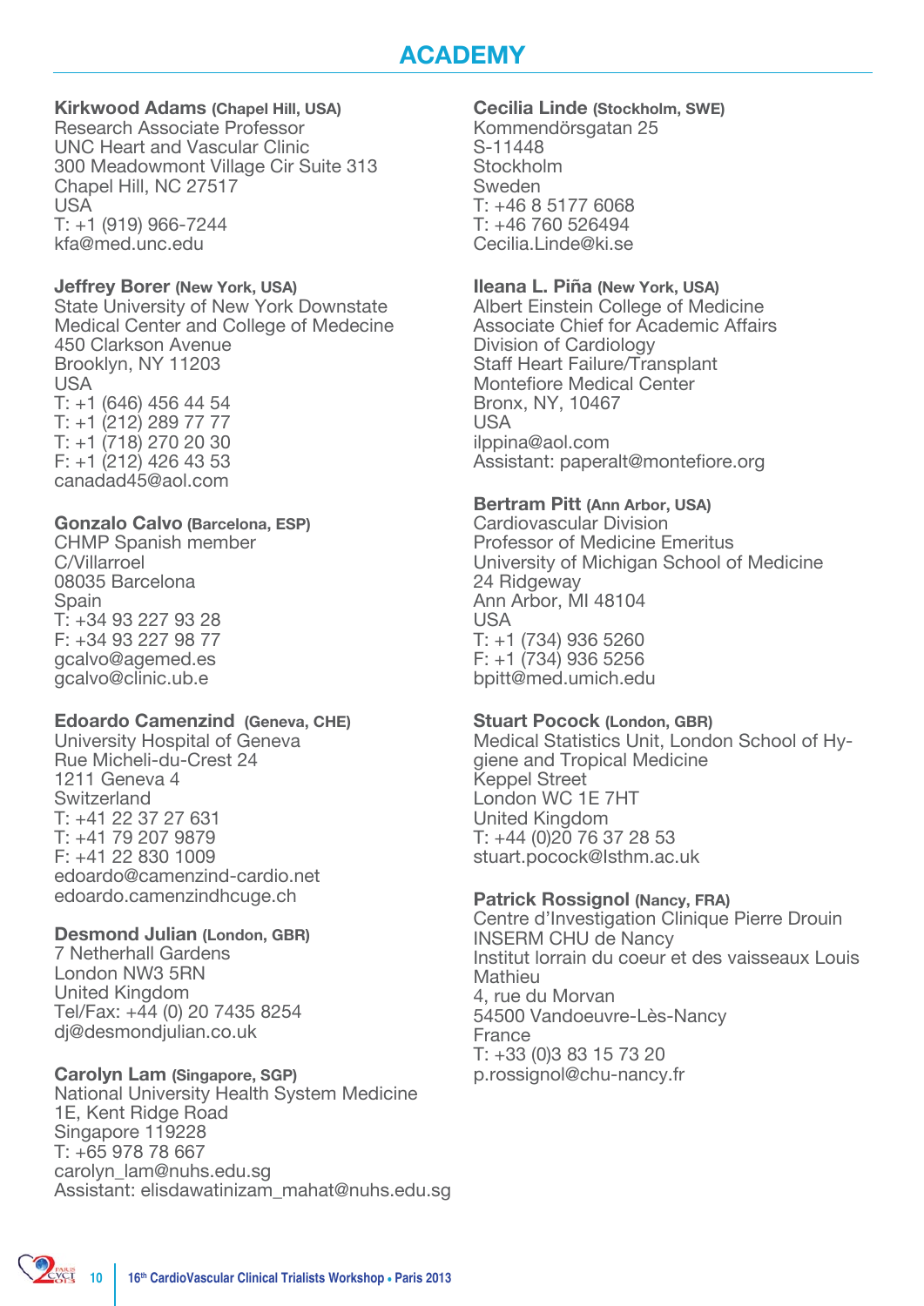# ACADEMY

**Kirkwood Adams (Chapel Hill, USA)**
Research Associate Professor
UNC Heart and Vascular Clinic
300 Meadowmont Village Cir Suite 313
Chapel Hill, NC 27517
USA
T: +1 (919) 966-7244
kfa@med.unc.edu

**Jeffrey Borer (New York, USA)**
State University of New York Downstate
Medical Center and College of Medecine
450 Clarkson Avenue
Brooklyn, NY 11203
USA
T: +1 (646) 456 44 54
T: +1 (212) 289 77 77
T: +1 (718) 270 20 30
F: +1 (212) 426 43 53
canadad45@aol.com

**Gonzalo Calvo (Barcelona, ESP)**
CHMP Spanish member
C/Villarroel
08035 Barcelona
Spain
T: +34 93 227 93 28
F: +34 93 227 98 77
gcalvo@agemed.es
gcalvo@clinic.ub.e

**Edoardo Camenzind (Geneva, CHE)**
University Hospital of Geneva
Rue Micheli-du-Crest 24
1211 Geneva 4
Switzerland
T: +41 22 37 27 631
T: +41 79 207 9879
F: +41 22 830 1009
edoardo@camenzind-cardio.net
edoardo.camenzindhcuge.ch

**Desmond Julian (London, GBR)**
7 Netherhall Gardens
London NW3 5RN
United Kingdom
Tel/Fax: +44 (0) 20 7435 8254
dj@desmondjulian.co.uk

**Carolyn Lam (Singapore, SGP)**
National University Health System Medicine
1E, Kent Ridge Road
Singapore 119228
T: +65 978 78 667
carolyn_lam@nuhs.edu.sg
Assistant: elisdawatinizam_mahat@nuhs.edu.sg

**Cecilia Linde (Stockholm, SWE)**
Kommendörsgatan 25
S-11448
Stockholm
Sweden
T: +46 8 5177 6068
T: +46 760 526494
Cecilia.Linde@ki.se

**Ileana L. Piña (New York, USA)**
Albert Einstein College of Medicine
Associate Chief for Academic Affairs
Division of Cardiology
Staff Heart Failure/Transplant
Montefiore Medical Center
Bronx, NY, 10467
USA
ilppina@aol.com
Assistant: paperalt@montefiore.org

**Bertram Pitt (Ann Arbor, USA)**
Cardiovascular Division
Professor of Medicine Emeritus
University of Michigan School of Medicine
24 Ridgeway
Ann Arbor, MI 48104
USA
T: +1 (734) 936 5260
F: +1 (734) 936 5256
bpitt@med.umich.edu

**Stuart Pocock (London, GBR)**
Medical Statistics Unit, London School of Hygiene and Tropical Medicine
Keppel Street
London WC 1E 7HT
United Kingdom
T: +44 (0)20 76 37 28 53
stuart.pocock@lsthm.ac.uk

**Patrick Rossignol (Nancy, FRA)**
Centre d'Investigation Clinique Pierre Drouin
INSERM CHU de Nancy
Institut lorrain du coeur et des vaisseaux Louis Mathieu
4, rue du Morvan
54500 Vandoeuvre-Lès-Nancy
France
T: +33 (0)3 83 15 73 20
p.rossignol@chu-nancy.fr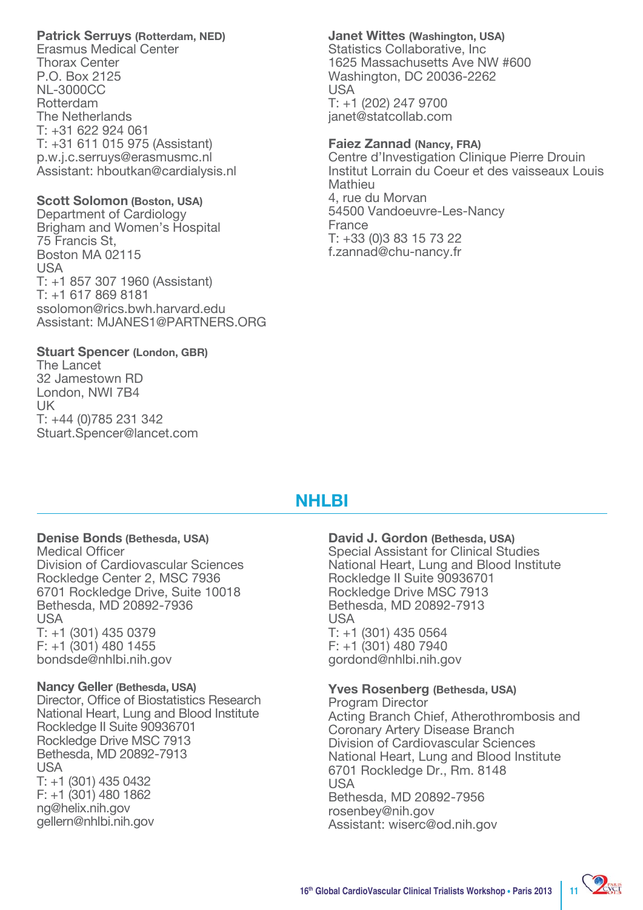**Patrick Serruys (Rotterdam, NED)**
Erasmus Medical Center
Thorax Center
P.O. Box 2125
NL-3000CC
Rotterdam
The Netherlands
T: +31 622 924 061
T: +31 611 015 975 (Assistant)
p.w.j.c.serruys@erasmusmc.nl
Assistant: hboutkan@cardialysis.nl

**Scott Solomon (Boston, USA)**
Department of Cardiology
Brigham and Women's Hospital
75 Francis St,
Boston MA 02115
USA
T: +1 857 307 1960 (Assistant)
T: +1 617 869 8181
ssolomon@rics.bwh.harvard.edu
Assistant: MJANES1@PARTNERS.ORG

**Stuart Spencer (London, GBR)**
The Lancet
32 Jamestown RD
London, NWI 7B4
UK
T: +44 (0)785 231 342
Stuart.Spencer@lancet.com

**Janet Wittes (Washington, USA)**
Statistics Collaborative, Inc
1625 Massachusetts Ave NW #600
Washington, DC 20036-2262
USA
T: +1 (202) 247 9700
janet@statcollab.com

**Faiez Zannad (Nancy, FRA)**
Centre d'Investigation Clinique Pierre Drouin
Institut Lorrain du Coeur et des vaisseaux Louis Mathieu
4, rue du Morvan
54500 Vandoeuvre-Les-Nancy
France
T: +33 (0)3 83 15 73 22
f.zannad@chu-nancy.fr

## NHLBI

**Denise Bonds (Bethesda, USA)**
Medical Officer
Division of Cardiovascular Sciences
Rockledge Center 2, MSC 7936
6701 Rockledge Drive, Suite 10018
Bethesda, MD 20892-7936
USA
T: +1 (301) 435 0379
F: +1 (301) 480 1455
bondsde@nhlbi.nih.gov

**Nancy Geller (Bethesda, USA)**
Director, Office of Biostatistics Research
National Heart, Lung and Blood Institute
Rockledge II Suite 90936701
Rockledge Drive MSC 7913
Bethesda, MD 20892-7913
USA
T: +1 (301) 435 0432
F: +1 (301) 480 1862
ng@helix.nih.gov
gellern@nhlbi.nih.gov

**David J. Gordon (Bethesda, USA)**
Special Assistant for Clinical Studies
National Heart, Lung and Blood Institute
Rockledge II Suite 90936701
Rockledge Drive MSC 7913
Bethesda, MD 20892-7913
USA
T: +1 (301) 435 0564
F: +1 (301) 480 7940
gordond@nhlbi.nih.gov

**Yves Rosenberg (Bethesda, USA)**
Program Director
Acting Branch Chief, Atherothrombosis and Coronary Artery Disease Branch
Division of Cardiovascular Sciences
National Heart, Lung and Blood Institute
6701 Rockledge Dr., Rm. 8148
USA
Bethesda, MD 20892-7956
rosenbey@nih.gov
Assistant: wiserc@od.nih.gov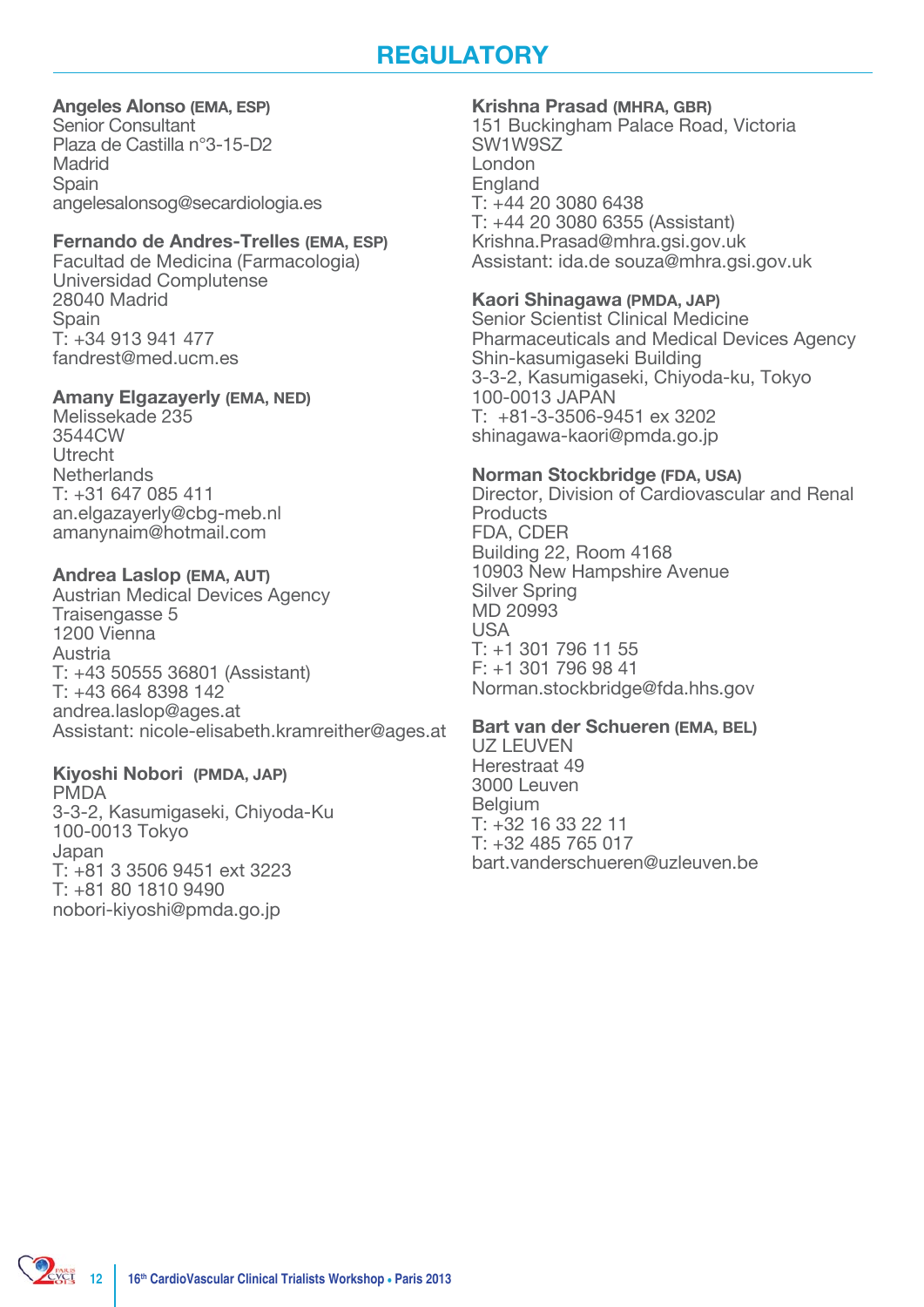# REGULATORY

**Angeles Alonso** **(EMA, ESP)**
Senior Consultant
Plaza de Castilla n°3-15-D2
Madrid
Spain
angelesalonsog@secardiologia.es

**Fernando de Andres-Trelles** **(EMA, ESP)**
Facultad de Medicina (Farmacologia)
Universidad Complutense
28040 Madrid
Spain
T: +34 913 941 477
fandrest@med.ucm.es

**Amany Elgazayerly** **(EMA, NED)**
Melissekade 235
3544CW
Utrecht
Netherlands
T: +31 647 085 411
an.elgazayerly@cbg-meb.nl
amanynaim@hotmail.com

**Andrea Laslop** **(EMA, AUT)**
Austrian Medical Devices Agency
Traisengasse 5
1200 Vienna
Austria
T: +43 50555 36801 (Assistant)
T: +43 664 8398 142
andrea.laslop@ages.at
Assistant: nicole-elisabeth.kramreither@ages.at

**Kiyoshi Nobori** **(PMDA, JAP)**
PMDA
3-3-2, Kasumigaseki, Chiyoda-Ku
100-0013 Tokyo
Japan
T: +81 3 3506 9451 ext 3223
T: +81 80 1810 9490
nobori-kiyoshi@pmda.go.jp

**Krishna Prasad** **(MHRA, GBR)**
151 Buckingham Palace Road, Victoria
SW1W9SZ
London
England
T: +44 20 3080 6438
T: +44 20 3080 6355 (Assistant)
Krishna.Prasad@mhra.gsi.gov.uk
Assistant: ida.de souza@mhra.gsi.gov.uk

**Kaori Shinagawa** **(PMDA, JAP)**
Senior Scientist Clinical Medicine
Pharmaceuticals and Medical Devices Agency
Shin-kasumigaseki Building
3-3-2, Kasumigaseki, Chiyoda-ku, Tokyo
100-0013 JAPAN
T: +81-3-3506-9451 ex 3202
shinagawa-kaori@pmda.go.jp

**Norman Stockbridge** **(FDA, USA)**
Director, Division of Cardiovascular and Renal Products
FDA, CDER
Building 22, Room 4168
10903 New Hampshire Avenue
Silver Spring
MD 20993
USA
T: +1 301 796 11 55
F: +1 301 796 98 41
Norman.stockbridge@fda.hhs.gov

**Bart van der Schueren** **(EMA, BEL)**
UZ LEUVEN
Herestraat 49
3000 Leuven
Belgium
T: +32 16 33 22 11
T: +32 485 765 017
bart.vanderschueren@uzleuven.be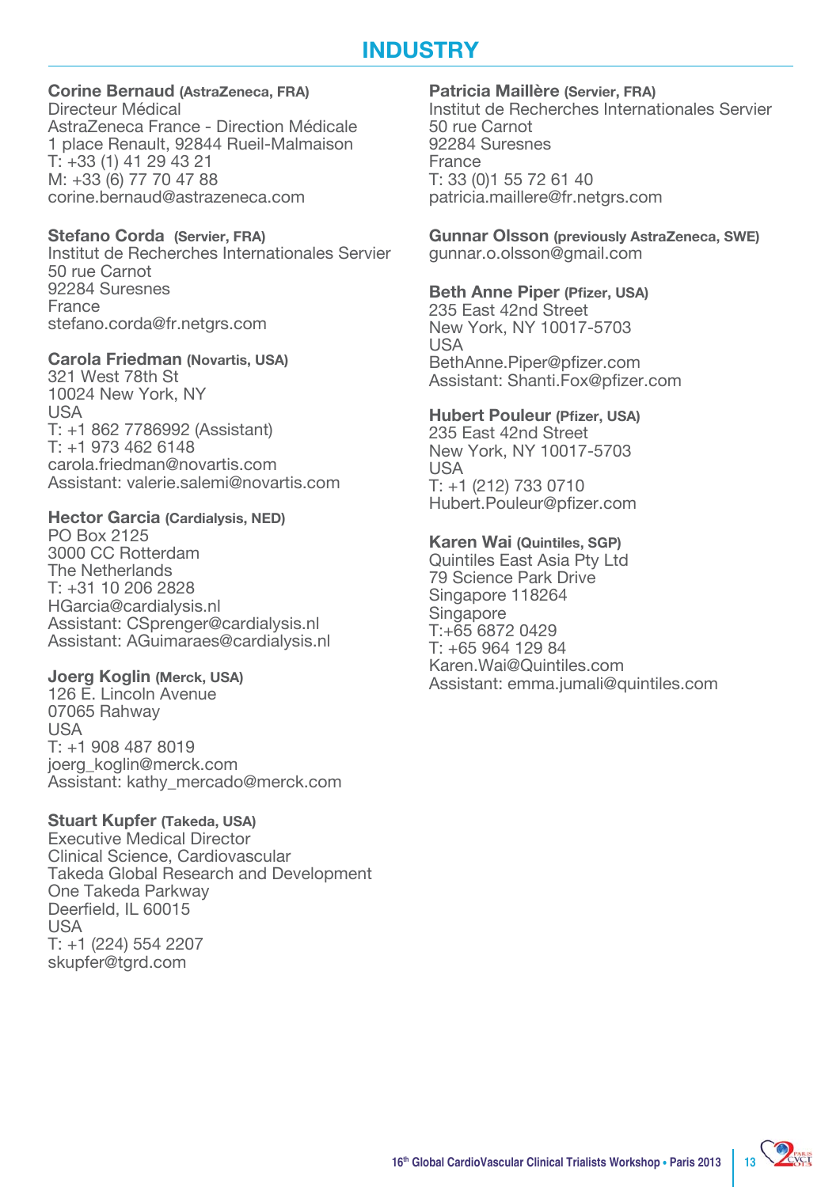# INDUSTRY

**Corine Bernaud (AstraZeneca, FRA)**
Directeur Médical
AstraZeneca France - Direction Médicale
1 place Renault, 92844 Rueil-Malmaison
T: +33 (1) 41 29 43 21
M: +33 (6) 77 70 47 88
corine.bernaud@astrazeneca.com

**Stefano Corda (Servier, FRA)**
Institut de Recherches Internationales Servier
50 rue Carnot
92284 Suresnes
France
stefano.corda@fr.netgrs.com

**Carola Friedman (Novartis, USA)**
321 West 78th St
10024 New York, NY
USA
T: +1 862 7786992 (Assistant)
T: +1 973 462 6148
carola.friedman@novartis.com
Assistant: valerie.salemi@novartis.com

**Hector Garcia (Cardialysis, NED)**
PO Box 2125
3000 CC Rotterdam
The Netherlands
T: +31 10 206 2828
HGarcia@cardialysis.nl
Assistant: CSprenger@cardialysis.nl
Assistant: AGuimaraes@cardialysis.nl

**Joerg Koglin (Merck, USA)**
126 E. Lincoln Avenue
07065 Rahway
USA
T: +1 908 487 8019
joerg_koglin@merck.com
Assistant: kathy_mercado@merck.com

**Stuart Kupfer (Takeda, USA)**
Executive Medical Director
Clinical Science, Cardiovascular
Takeda Global Research and Development
One Takeda Parkway
Deerfield, IL 60015
USA
T: +1 (224) 554 2207
skupfer@tgrd.com

**Patricia Maillère (Servier, FRA)**
Institut de Recherches Internationales Servier
50 rue Carnot
92284 Suresnes
France
T: 33 (0)1 55 72 61 40
patricia.maillere@fr.netgrs.com

**Gunnar Olsson (previously AstraZeneca, SWE)**
gunnar.o.olsson@gmail.com

**Beth Anne Piper (Pfizer, USA)**
235 East 42nd Street
New York, NY 10017-5703
USA
BethAnne.Piper@pfizer.com
Assistant: Shanti.Fox@pfizer.com

**Hubert Pouleur (Pfizer, USA)**
235 East 42nd Street
New York, NY 10017-5703
USA
T: +1 (212) 733 0710
Hubert.Pouleur@pfizer.com

**Karen Wai (Quintiles, SGP)**
Quintiles East Asia Pty Ltd
79 Science Park Drive
Singapore 118264
Singapore
T:+65 6872 0429
T: +65 964 129 84
Karen.Wai@Quintiles.com
Assistant: emma.jumali@quintiles.com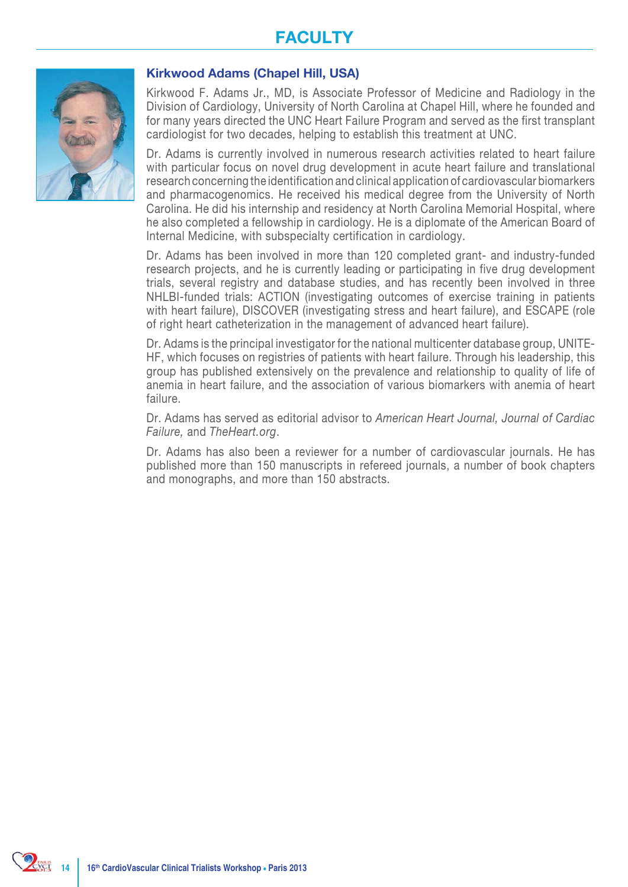# FACULTY

## Kirkwood Adams (Chapel Hill, USA)

Kirkwood F. Adams Jr., MD, is Associate Professor of Medicine and Radiology in the Division of Cardiology, University of North Carolina at Chapel Hill, where he founded and for many years directed the UNC Heart Failure Program and served as the first transplant cardiologist for two decades, helping to establish this treatment at UNC.

Dr. Adams is currently involved in numerous research activities related to heart failure with particular focus on novel drug development in acute heart failure and translational research concerning the identification and clinical application of cardiovascular biomarkers and pharmacogenomics. He received his medical degree from the University of North Carolina. He did his internship and residency at North Carolina Memorial Hospital, where he also completed a fellowship in cardiology. He is a diplomate of the American Board of Internal Medicine, with subspecialty certification in cardiology.

Dr. Adams has been involved in more than 120 completed grant- and industry-funded research projects, and he is currently leading or participating in five drug development trials, several registry and database studies, and has recently been involved in three NHLBI-funded trials: ACTION (investigating outcomes of exercise training in patients with heart failure), DISCOVER (investigating stress and heart failure), and ESCAPE (role of right heart catheterization in the management of advanced heart failure).

Dr. Adams is the principal investigator for the national multicenter database group, UNITE-HF, which focuses on registries of patients with heart failure. Through his leadership, this group has published extensively on the prevalence and relationship to quality of life of anemia in heart failure, and the association of various biomarkers with anemia of heart failure.

Dr. Adams has served as editorial advisor to *American Heart Journal, Journal of Cardiac Failure,* and *TheHeart.org*.

Dr. Adams has also been a reviewer for a number of cardiovascular journals. He has published more than 150 manuscripts in refereed journals, a number of book chapters and monographs, and more than 150 abstracts.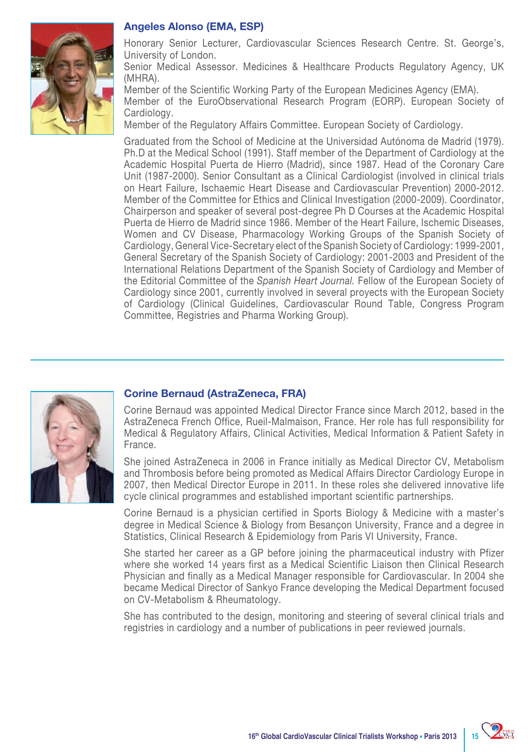### Angeles Alonso (EMA, ESP)

Honorary Senior Lecturer, Cardiovascular Sciences Research Centre. St. George's, University of London.
Senior Medical Assessor. Medicines & Healthcare Products Regulatory Agency, UK (MHRA).
Member of the Scientific Working Party of the European Medicines Agency (EMA).
Member of the EuroObservational Research Program (EORP). European Society of Cardiology.
Member of the Regulatory Affairs Committee. European Society of Cardiology.

Graduated from the School of Medicine at the Universidad Autónoma de Madrid (1979). Ph.D at the Medical School (1991). Staff member of the Department of Cardiology at the Academic Hospital Puerta de Hierro (Madrid), since 1987. Head of the Coronary Care Unit (1987-2000). Senior Consultant as a Clinical Cardiologist (involved in clinical trials on Heart Failure, Ischaemic Heart Disease and Cardiovascular Prevention) 2000-2012. Member of the Committee for Ethics and Clinical Investigation (2000-2009). Coordinator, Chairperson and speaker of several post-degree Ph D Courses at the Academic Hospital Puerta de Hierro de Madrid since 1986. Member of the Heart Failure, Ischemic Diseases, Women and CV Disease, Pharmacology Working Groups of the Spanish Society of Cardiology, General Vice-Secretary elect of the Spanish Society of Cardiology: 1999-2001, General Secretary of the Spanish Society of Cardiology: 2001-2003 and President of the International Relations Department of the Spanish Society of Cardiology and Member of the Editorial Committee of the *Spanish Heart Journal.* Fellow of the European Society of Cardiology since 2001, currently involved in several proyects with the European Society of Cardiology (Clinical Guidelines, Cardiovascular Round Table, Congress Program Committee, Registries and Pharma Working Group).

---

### Corine Bernaud (AstraZeneca, FRA)

Corine Bernaud was appointed Medical Director France since March 2012, based in the AstraZeneca French Office, Rueil-Malmaison, France. Her role has full responsibility for Medical & Regulatory Affairs, Clinical Activities, Medical Information & Patient Safety in France.

She joined AstraZeneca in 2006 in France initially as Medical Director CV, Metabolism and Thrombosis before being promoted as Medical Affairs Director Cardiology Europe in 2007, then Medical Director Europe in 2011. In these roles she delivered innovative life cycle clinical programmes and established important scientific partnerships.

Corine Bernaud is a physician certified in Sports Biology & Medicine with a master's degree in Medical Science & Biology from Besançon University, France and a degree in Statistics, Clinical Research & Epidemiology from Paris VI University, France.

She started her career as a GP before joining the pharmaceutical industry with Pfizer where she worked 14 years first as a Medical Scientific Liaison then Clinical Research Physician and finally as a Medical Manager responsible for Cardiovascular. In 2004 she became Medical Director of Sankyo France developing the Medical Department focused on CV-Metabolism & Rheumatology.

She has contributed to the design, monitoring and steering of several clinical trials and registries in cardiology and a number of publications in peer reviewed journals.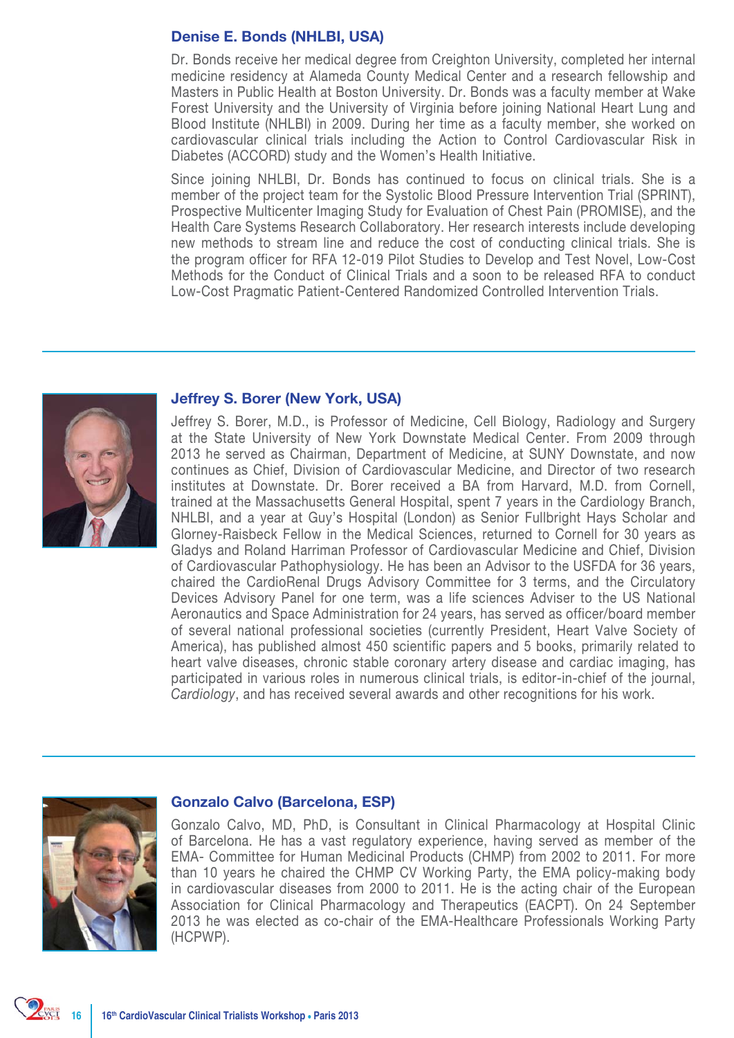### Denise E. Bonds (NHLBI, USA)

Dr. Bonds receive her medical degree from Creighton University, completed her internal medicine residency at Alameda County Medical Center and a research fellowship and Masters in Public Health at Boston University. Dr. Bonds was a faculty member at Wake Forest University and the University of Virginia before joining National Heart Lung and Blood Institute (NHLBI) in 2009. During her time as a faculty member, she worked on cardiovascular clinical trials including the Action to Control Cardiovascular Risk in Diabetes (ACCORD) study and the Women's Health Initiative.

Since joining NHLBI, Dr. Bonds has continued to focus on clinical trials. She is a member of the project team for the Systolic Blood Pressure Intervention Trial (SPRINT), Prospective Multicenter Imaging Study for Evaluation of Chest Pain (PROMISE), and the Health Care Systems Research Collaboratory. Her research interests include developing new methods to stream line and reduce the cost of conducting clinical trials. She is the program officer for RFA 12-019 Pilot Studies to Develop and Test Novel, Low-Cost Methods for the Conduct of Clinical Trials and a soon to be released RFA to conduct Low-Cost Pragmatic Patient-Centered Randomized Controlled Intervention Trials.

### Jeffrey S. Borer (New York, USA)

Jeffrey S. Borer, M.D., is Professor of Medicine, Cell Biology, Radiology and Surgery at the State University of New York Downstate Medical Center. From 2009 through 2013 he served as Chairman, Department of Medicine, at SUNY Downstate, and now continues as Chief, Division of Cardiovascular Medicine, and Director of two research institutes at Downstate. Dr. Borer received a BA from Harvard, M.D. from Cornell, trained at the Massachusetts General Hospital, spent 7 years in the Cardiology Branch, NHLBI, and a year at Guy's Hospital (London) as Senior Fullbright Hays Scholar and Glorney-Raisbeck Fellow in the Medical Sciences, returned to Cornell for 30 years as Gladys and Roland Harriman Professor of Cardiovascular Medicine and Chief, Division of Cardiovascular Pathophysiology. He has been an Advisor to the USFDA for 36 years, chaired the CardioRenal Drugs Advisory Committee for 3 terms, and the Circulatory Devices Advisory Panel for one term, was a life sciences Adviser to the US National Aeronautics and Space Administration for 24 years, has served as officer/board member of several national professional societies (currently President, Heart Valve Society of America), has published almost 450 scientific papers and 5 books, primarily related to heart valve diseases, chronic stable coronary artery disease and cardiac imaging, has participated in various roles in numerous clinical trials, is editor-in-chief of the journal, *Cardiology*, and has received several awards and other recognitions for his work.

### Gonzalo Calvo (Barcelona, ESP)

Gonzalo Calvo, MD, PhD, is Consultant in Clinical Pharmacology at Hospital Clinic of Barcelona. He has a vast regulatory experience, having served as member of the EMA- Committee for Human Medicinal Products (CHMP) from 2002 to 2011. For more than 10 years he chaired the CHMP CV Working Party, the EMA policy-making body in cardiovascular diseases from 2000 to 2011. He is the acting chair of the European Association for Clinical Pharmacology and Therapeutics (EACPT). On 24 September 2013 he was elected as co-chair of the EMA-Healthcare Professionals Working Party (HCPWP).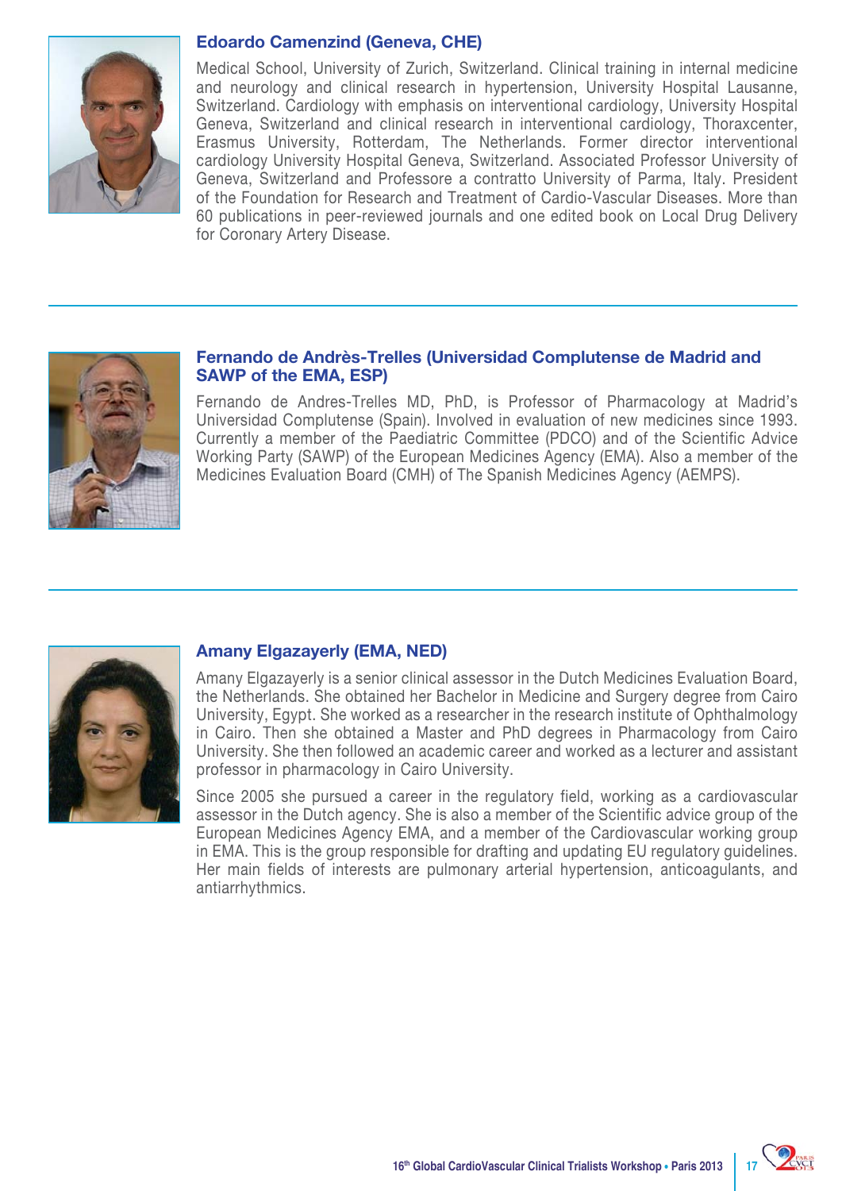### Edoardo Camenzind (Geneva, CHE)

Medical School, University of Zurich, Switzerland. Clinical training in internal medicine and neurology and clinical research in hypertension, University Hospital Lausanne, Switzerland. Cardiology with emphasis on interventional cardiology, University Hospital Geneva, Switzerland and clinical research in interventional cardiology, Thoraxcenter, Erasmus University, Rotterdam, The Netherlands. Former director interventional cardiology University Hospital Geneva, Switzerland. Associated Professor University of Geneva, Switzerland and Professore a contratto University of Parma, Italy. President of the Foundation for Research and Treatment of Cardio-Vascular Diseases. More than 60 publications in peer-reviewed journals and one edited book on Local Drug Delivery for Coronary Artery Disease.

### Fernando de Andrès-Trelles (Universidad Complutense de Madrid and SAWP of the EMA, ESP)

Fernando de Andres-Trelles MD, PhD, is Professor of Pharmacology at Madrid's Universidad Complutense (Spain). Involved in evaluation of new medicines since 1993. Currently a member of the Paediatric Committee (PDCO) and of the Scientific Advice Working Party (SAWP) of the European Medicines Agency (EMA). Also a member of the Medicines Evaluation Board (CMH) of The Spanish Medicines Agency (AEMPS).

### Amany Elgazayerly (EMA, NED)

Amany Elgazayerly is a senior clinical assessor in the Dutch Medicines Evaluation Board, the Netherlands. She obtained her Bachelor in Medicine and Surgery degree from Cairo University, Egypt. She worked as a researcher in the research institute of Ophthalmology in Cairo. Then she obtained a Master and PhD degrees in Pharmacology from Cairo University. She then followed an academic career and worked as a lecturer and assistant professor in pharmacology in Cairo University.

Since 2005 she pursued a career in the regulatory field, working as a cardiovascular assessor in the Dutch agency. She is also a member of the Scientific advice group of the European Medicines Agency EMA, and a member of the Cardiovascular working group in EMA. This is the group responsible for drafting and updating EU regulatory guidelines. Her main fields of interests are pulmonary arterial hypertension, anticoagulants, and antiarrhythmics.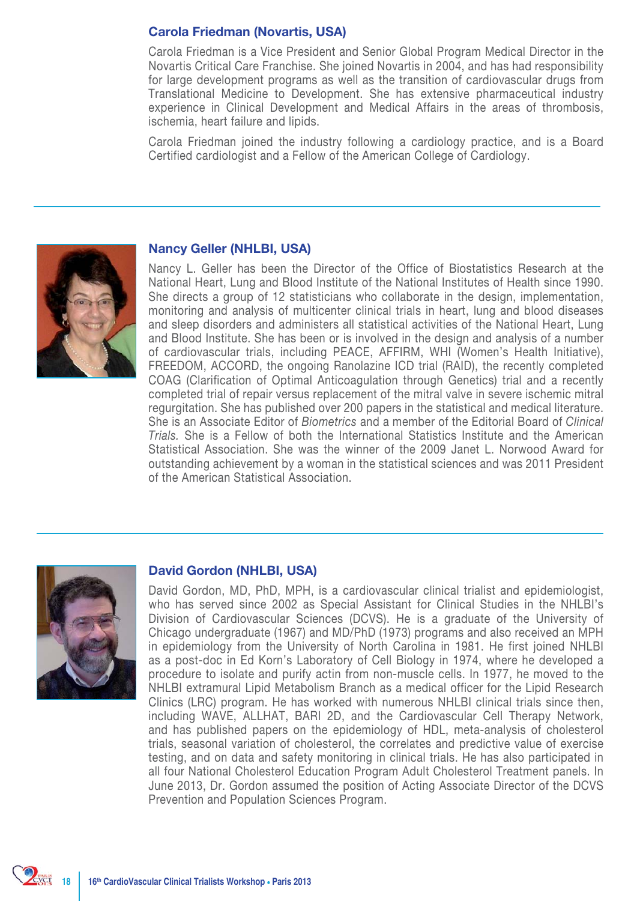### Carola Friedman (Novartis, USA)

Carola Friedman is a Vice President and Senior Global Program Medical Director in the Novartis Critical Care Franchise. She joined Novartis in 2004, and has had responsibility for large development programs as well as the transition of cardiovascular drugs from Translational Medicine to Development. She has extensive pharmaceutical industry experience in Clinical Development and Medical Affairs in the areas of thrombosis, ischemia, heart failure and lipids.

Carola Friedman joined the industry following a cardiology practice, and is a Board Certified cardiologist and a Fellow of the American College of Cardiology.

---

### Nancy Geller (NHLBI, USA)

Nancy L. Geller has been the Director of the Office of Biostatistics Research at the National Heart, Lung and Blood Institute of the National Institutes of Health since 1990. She directs a group of 12 statisticians who collaborate in the design, implementation, monitoring and analysis of multicenter clinical trials in heart, lung and blood diseases and sleep disorders and administers all statistical activities of the National Heart, Lung and Blood Institute. She has been or is involved in the design and analysis of a number of cardiovascular trials, including PEACE, AFFIRM, WHI (Women's Health Initiative), FREEDOM, ACCORD, the ongoing Ranolazine ICD trial (RAID), the recently completed COAG (Clarification of Optimal Anticoagulation through Genetics) trial and a recently completed trial of repair versus replacement of the mitral valve in severe ischemic mitral regurgitation. She has published over 200 papers in the statistical and medical literature. She is an Associate Editor of *Biometrics* and a member of the Editorial Board of *Clinical Trials*. She is a Fellow of both the International Statistics Institute and the American Statistical Association. She was the winner of the 2009 Janet L. Norwood Award for outstanding achievement by a woman in the statistical sciences and was 2011 President of the American Statistical Association.

---

### David Gordon (NHLBI, USA)

David Gordon, MD, PhD, MPH, is a cardiovascular clinical trialist and epidemiologist, who has served since 2002 as Special Assistant for Clinical Studies in the NHLBI's Division of Cardiovascular Sciences (DCVS). He is a graduate of the University of Chicago undergraduate (1967) and MD/PhD (1973) programs and also received an MPH in epidemiology from the University of North Carolina in 1981. He first joined NHLBI as a post-doc in Ed Korn's Laboratory of Cell Biology in 1974, where he developed a procedure to isolate and purify actin from non-muscle cells. In 1977, he moved to the NHLBI extramural Lipid Metabolism Branch as a medical officer for the Lipid Research Clinics (LRC) program. He has worked with numerous NHLBI clinical trials since then, including WAVE, ALLHAT, BARI 2D, and the Cardiovascular Cell Therapy Network, and has published papers on the epidemiology of HDL, meta-analysis of cholesterol trials, seasonal variation of cholesterol, the correlates and predictive value of exercise testing, and on data and safety monitoring in clinical trials. He has also participated in all four National Cholesterol Education Program Adult Cholesterol Treatment panels. In June 2013, Dr. Gordon assumed the position of Acting Associate Director of the DCVS Prevention and Population Sciences Program.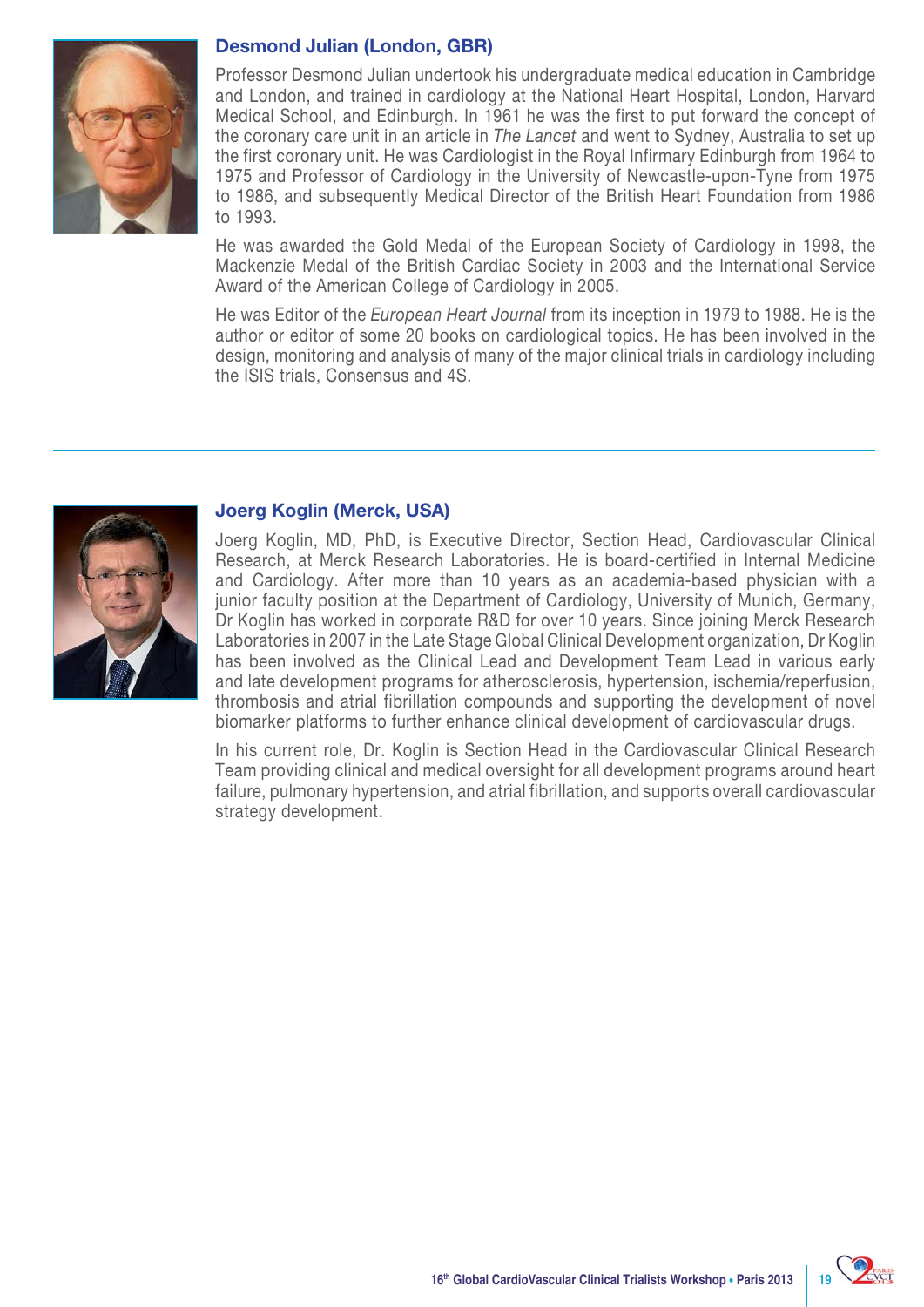## Desmond Julian (London, GBR)

Professor Desmond Julian undertook his undergraduate medical education in Cambridge and London, and trained in cardiology at the National Heart Hospital, London, Harvard Medical School, and Edinburgh. In 1961 he was the first to put forward the concept of the coronary care unit in an article in *The Lancet* and went to Sydney, Australia to set up the first coronary unit. He was Cardiologist in the Royal Infirmary Edinburgh from 1964 to 1975 and Professor of Cardiology in the University of Newcastle-upon-Tyne from 1975 to 1986, and subsequently Medical Director of the British Heart Foundation from 1986 to 1993.

He was awarded the Gold Medal of the European Society of Cardiology in 1998, the Mackenzie Medal of the British Cardiac Society in 2003 and the International Service Award of the American College of Cardiology in 2005.

He was Editor of the *European Heart Journal* from its inception in 1979 to 1988. He is the author or editor of some 20 books on cardiological topics. He has been involved in the design, monitoring and analysis of many of the major clinical trials in cardiology including the ISIS trials, Consensus and 4S.

---

## Joerg Koglin (Merck, USA)

Joerg Koglin, MD, PhD, is Executive Director, Section Head, Cardiovascular Clinical Research, at Merck Research Laboratories. He is board-certified in Internal Medicine and Cardiology. After more than 10 years as an academia-based physician with a junior faculty position at the Department of Cardiology, University of Munich, Germany, Dr Koglin has worked in corporate R&D for over 10 years. Since joining Merck Research Laboratories in 2007 in the Late Stage Global Clinical Development organization, Dr Koglin has been involved as the Clinical Lead and Development Team Lead in various early and late development programs for atherosclerosis, hypertension, ischemia/reperfusion, thrombosis and atrial fibrillation compounds and supporting the development of novel biomarker platforms to further enhance clinical development of cardiovascular drugs.

In his current role, Dr. Koglin is Section Head in the Cardiovascular Clinical Research Team providing clinical and medical oversight for all development programs around heart failure, pulmonary hypertension, and atrial fibrillation, and supports overall cardiovascular strategy development.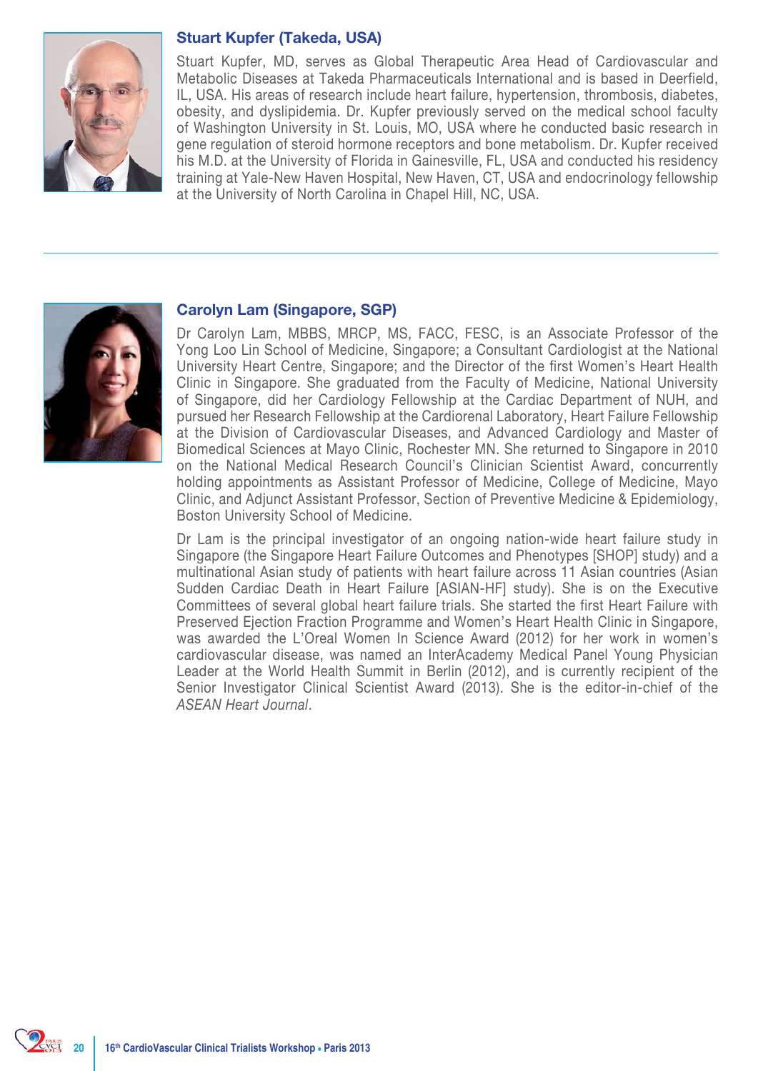### Stuart Kupfer (Takeda, USA)

Stuart Kupfer, MD, serves as Global Therapeutic Area Head of Cardiovascular and Metabolic Diseases at Takeda Pharmaceuticals International and is based in Deerfield, IL, USA. His areas of research include heart failure, hypertension, thrombosis, diabetes, obesity, and dyslipidemia. Dr. Kupfer previously served on the medical school faculty of Washington University in St. Louis, MO, USA where he conducted basic research in gene regulation of steroid hormone receptors and bone metabolism. Dr. Kupfer received his M.D. at the University of Florida in Gainesville, FL, USA and conducted his residency training at Yale-New Haven Hospital, New Haven, CT, USA and endocrinology fellowship at the University of North Carolina in Chapel Hill, NC, USA.

---

### Carolyn Lam (Singapore, SGP)

Dr Carolyn Lam, MBBS, MRCP, MS, FACC, FESC, is an Associate Professor of the Yong Loo Lin School of Medicine, Singapore; a Consultant Cardiologist at the National University Heart Centre, Singapore; and the Director of the first Women's Heart Health Clinic in Singapore. She graduated from the Faculty of Medicine, National University of Singapore, did her Cardiology Fellowship at the Cardiac Department of NUH, and pursued her Research Fellowship at the Cardiorenal Laboratory, Heart Failure Fellowship at the Division of Cardiovascular Diseases, and Advanced Cardiology and Master of Biomedical Sciences at Mayo Clinic, Rochester MN. She returned to Singapore in 2010 on the National Medical Research Council's Clinician Scientist Award, concurrently holding appointments as Assistant Professor of Medicine, College of Medicine, Mayo Clinic, and Adjunct Assistant Professor, Section of Preventive Medicine & Epidemiology, Boston University School of Medicine.

Dr Lam is the principal investigator of an ongoing nation-wide heart failure study in Singapore (the Singapore Heart Failure Outcomes and Phenotypes [SHOP] study) and a multinational Asian study of patients with heart failure across 11 Asian countries (Asian Sudden Cardiac Death in Heart Failure [ASIAN-HF] study). She is on the Executive Committees of several global heart failure trials. She started the first Heart Failure with Preserved Ejection Fraction Programme and Women's Heart Health Clinic in Singapore, was awarded the L'Oreal Women In Science Award (2012) for her work in women's cardiovascular disease, was named an InterAcademy Medical Panel Young Physician Leader at the World Health Summit in Berlin (2012), and is currently recipient of the Senior Investigator Clinical Scientist Award (2013). She is the editor-in-chief of the *ASEAN Heart Journal*.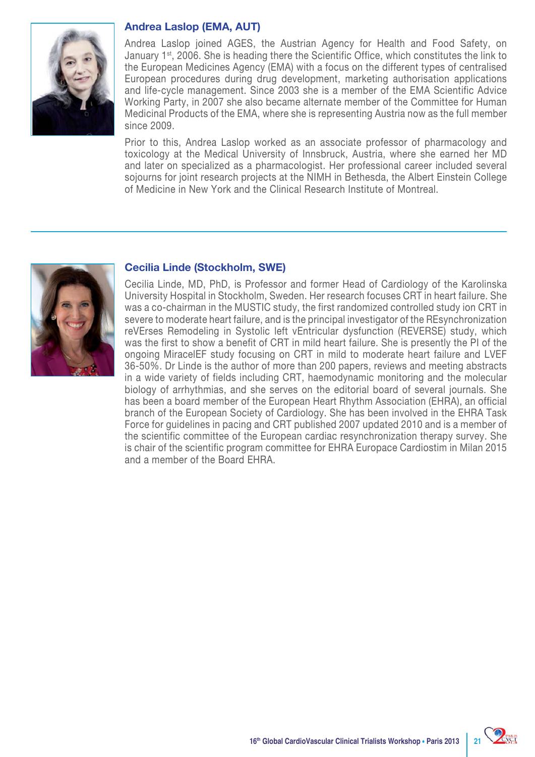## Andrea Laslop (EMA, AUT)

Andrea Laslop joined AGES, the Austrian Agency for Health and Food Safety, on January 1st, 2006. She is heading there the Scientific Office, which constitutes the link to the European Medicines Agency (EMA) with a focus on the different types of centralised European procedures during drug development, marketing authorisation applications and life-cycle management. Since 2003 she is a member of the EMA Scientific Advice Working Party, in 2007 she also became alternate member of the Committee for Human Medicinal Products of the EMA, where she is representing Austria now as the full member since 2009.

Prior to this, Andrea Laslop worked as an associate professor of pharmacology and toxicology at the Medical University of Innsbruck, Austria, where she earned her MD and later on specialized as a pharmacologist. Her professional career included several sojourns for joint research projects at the NIMH in Bethesda, the Albert Einstein College of Medicine in New York and the Clinical Research Institute of Montreal.

---

## Cecilia Linde (Stockholm, SWE)

Cecilia Linde, MD, PhD, is Professor and former Head of Cardiology of the Karolinska University Hospital in Stockholm, Sweden. Her research focuses CRT in heart failure. She was a co-chairman in the MUSTIC study, the first randomized controlled study ion CRT in severe to moderate heart failure, and is the principal investigator of the REsynchronization reVErses Remodeling in Systolic left vEntricular dysfunction (REVERSE) study, which was the first to show a benefit of CRT in mild heart failure. She is presently the PI of the ongoing MiracelEF study focusing on CRT in mild to moderate heart failure and LVEF 36-50%. Dr Linde is the author of more than 200 papers, reviews and meeting abstracts in a wide variety of fields including CRT, haemodynamic monitoring and the molecular biology of arrhythmias, and she serves on the editorial board of several journals. She has been a board member of the European Heart Rhythm Association (EHRA), an official branch of the European Society of Cardiology. She has been involved in the EHRA Task Force for guidelines in pacing and CRT published 2007 updated 2010 and is a member of the scientific committee of the European cardiac resynchronization therapy survey. She is chair of the scientific program committee for EHRA Europace Cardiostim in Milan 2015 and a member of the Board EHRA.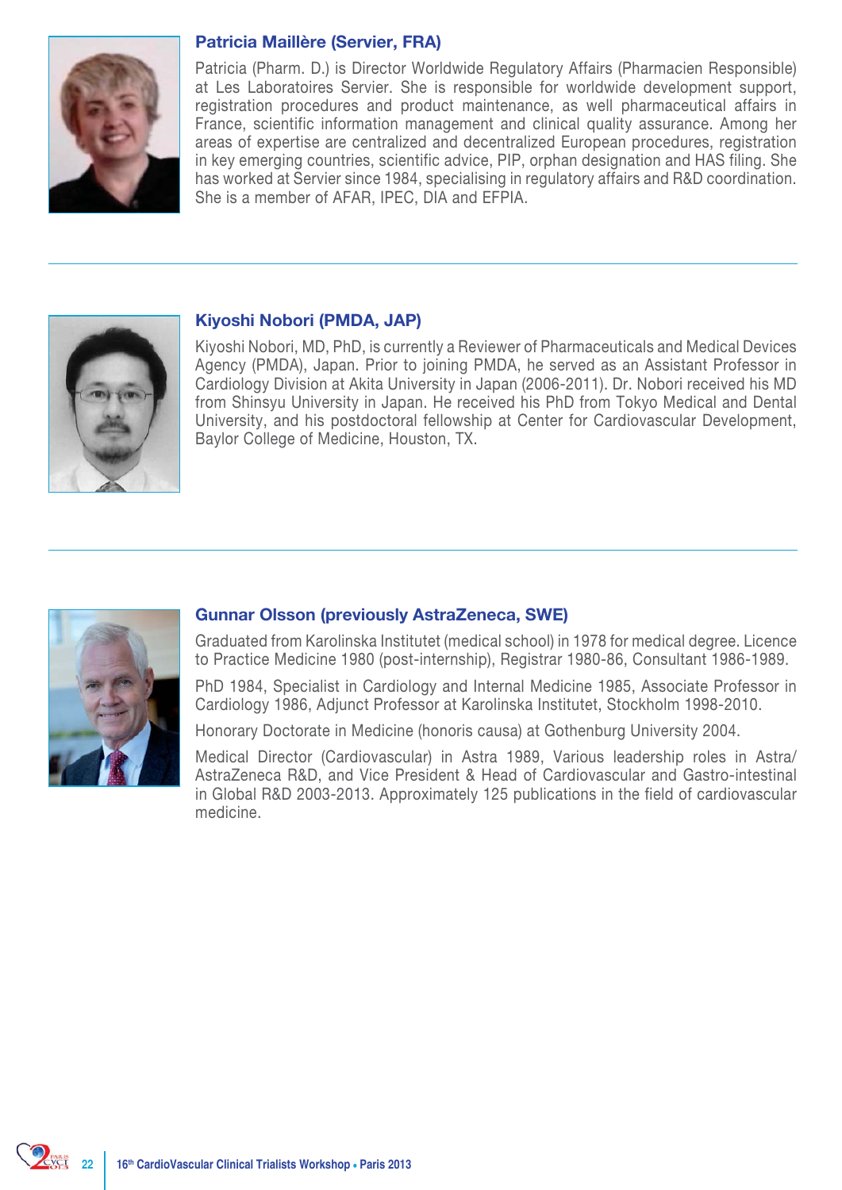### Patricia Maillère (Servier, FRA)

Patricia (Pharm. D.) is Director Worldwide Regulatory Affairs (Pharmacien Responsible) at Les Laboratoires Servier. She is responsible for worldwide development support, registration procedures and product maintenance, as well pharmaceutical affairs in France, scientific information management and clinical quality assurance. Among her areas of expertise are centralized and decentralized European procedures, registration in key emerging countries, scientific advice, PIP, orphan designation and HAS filing. She has worked at Servier since 1984, specialising in regulatory affairs and R&D coordination. She is a member of AFAR, IPEC, DIA and EFPIA.

### Kiyoshi Nobori (PMDA, JAP)

Kiyoshi Nobori, MD, PhD, is currently a Reviewer of Pharmaceuticals and Medical Devices Agency (PMDA), Japan. Prior to joining PMDA, he served as an Assistant Professor in Cardiology Division at Akita University in Japan (2006-2011). Dr. Nobori received his MD from Shinsyu University in Japan. He received his PhD from Tokyo Medical and Dental University, and his postdoctoral fellowship at Center for Cardiovascular Development, Baylor College of Medicine, Houston, TX.

### Gunnar Olsson (previously AstraZeneca, SWE)

Graduated from Karolinska Institutet (medical school) in 1978 for medical degree. Licence to Practice Medicine 1980 (post-internship), Registrar 1980-86, Consultant 1986-1989.

PhD 1984, Specialist in Cardiology and Internal Medicine 1985, Associate Professor in Cardiology 1986, Adjunct Professor at Karolinska Institutet, Stockholm 1998-2010.

Honorary Doctorate in Medicine (honoris causa) at Gothenburg University 2004.

Medical Director (Cardiovascular) in Astra 1989, Various leadership roles in Astra/ AstraZeneca R&D, and Vice President & Head of Cardiovascular and Gastro-intestinal in Global R&D 2003-2013. Approximately 125 publications in the field of cardiovascular medicine.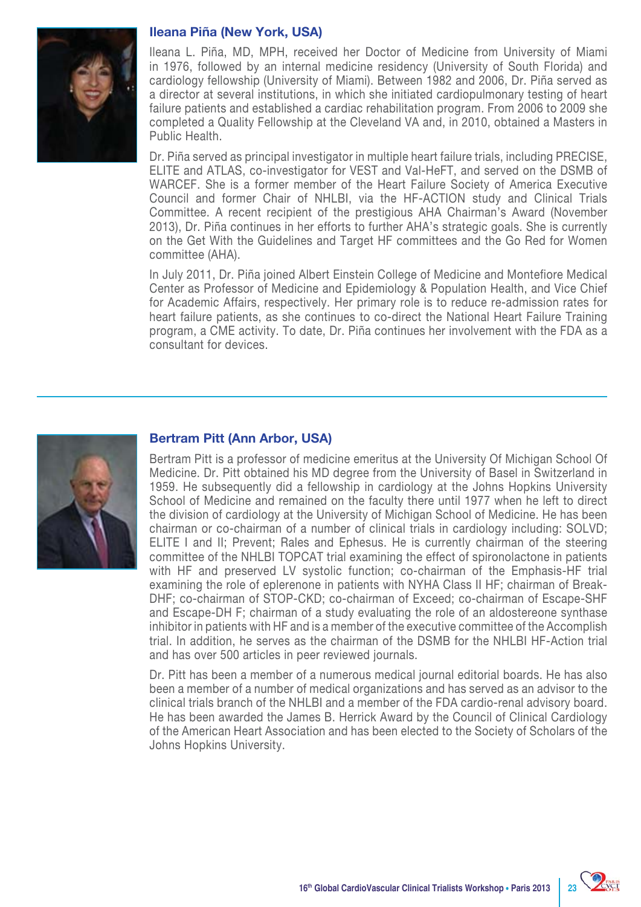### Ileana Piña (New York, USA)

Ileana L. Piña, MD, MPH, received her Doctor of Medicine from University of Miami in 1976, followed by an internal medicine residency (University of South Florida) and cardiology fellowship (University of Miami). Between 1982 and 2006, Dr. Piña served as a director at several institutions, in which she initiated cardiopulmonary testing of heart failure patients and established a cardiac rehabilitation program. From 2006 to 2009 she completed a Quality Fellowship at the Cleveland VA and, in 2010, obtained a Masters in Public Health.

Dr. Piña served as principal investigator in multiple heart failure trials, including PRECISE, ELITE and ATLAS, co-investigator for VEST and Val-HeFT, and served on the DSMB of WARCEF. She is a former member of the Heart Failure Society of America Executive Council and former Chair of NHLBI, via the HF-ACTION study and Clinical Trials Committee. A recent recipient of the prestigious AHA Chairman's Award (November 2013), Dr. Piña continues in her efforts to further AHA's strategic goals. She is currently on the Get With the Guidelines and Target HF committees and the Go Red for Women committee (AHA).

In July 2011, Dr. Piña joined Albert Einstein College of Medicine and Montefiore Medical Center as Professor of Medicine and Epidemiology & Population Health, and Vice Chief for Academic Affairs, respectively. Her primary role is to reduce re-admission rates for heart failure patients, as she continues to co-direct the National Heart Failure Training program, a CME activity. To date, Dr. Piña continues her involvement with the FDA as a consultant for devices.

---

### Bertram Pitt (Ann Arbor, USA)

Bertram Pitt is a professor of medicine emeritus at the University Of Michigan School Of Medicine. Dr. Pitt obtained his MD degree from the University of Basel in Switzerland in 1959. He subsequently did a fellowship in cardiology at the Johns Hopkins University School of Medicine and remained on the faculty there until 1977 when he left to direct the division of cardiology at the University of Michigan School of Medicine. He has been chairman or co-chairman of a number of clinical trials in cardiology including: SOLVD; ELITE I and II; Prevent; Rales and Ephesus. He is currently chairman of the steering committee of the NHLBI TOPCAT trial examining the effect of spironolactone in patients with HF and preserved LV systolic function; co-chairman of the Emphasis-HF trial examining the role of eplerenone in patients with NYHA Class II HF; chairman of Break-DHF; co-chairman of STOP-CKD; co-chairman of Exceed; co-chairman of Escape-SHF and Escape-DH F; chairman of a study evaluating the role of an aldostereone synthase inhibitor in patients with HF and is a member of the executive committee of the Accomplish trial. In addition, he serves as the chairman of the DSMB for the NHLBI HF-Action trial and has over 500 articles in peer reviewed journals.

Dr. Pitt has been a member of a numerous medical journal editorial boards. He has also been a member of a number of medical organizations and has served as an advisor to the clinical trials branch of the NHLBI and a member of the FDA cardio-renal advisory board. He has been awarded the James B. Herrick Award by the Council of Clinical Cardiology of the American Heart Association and has been elected to the Society of Scholars of the Johns Hopkins University.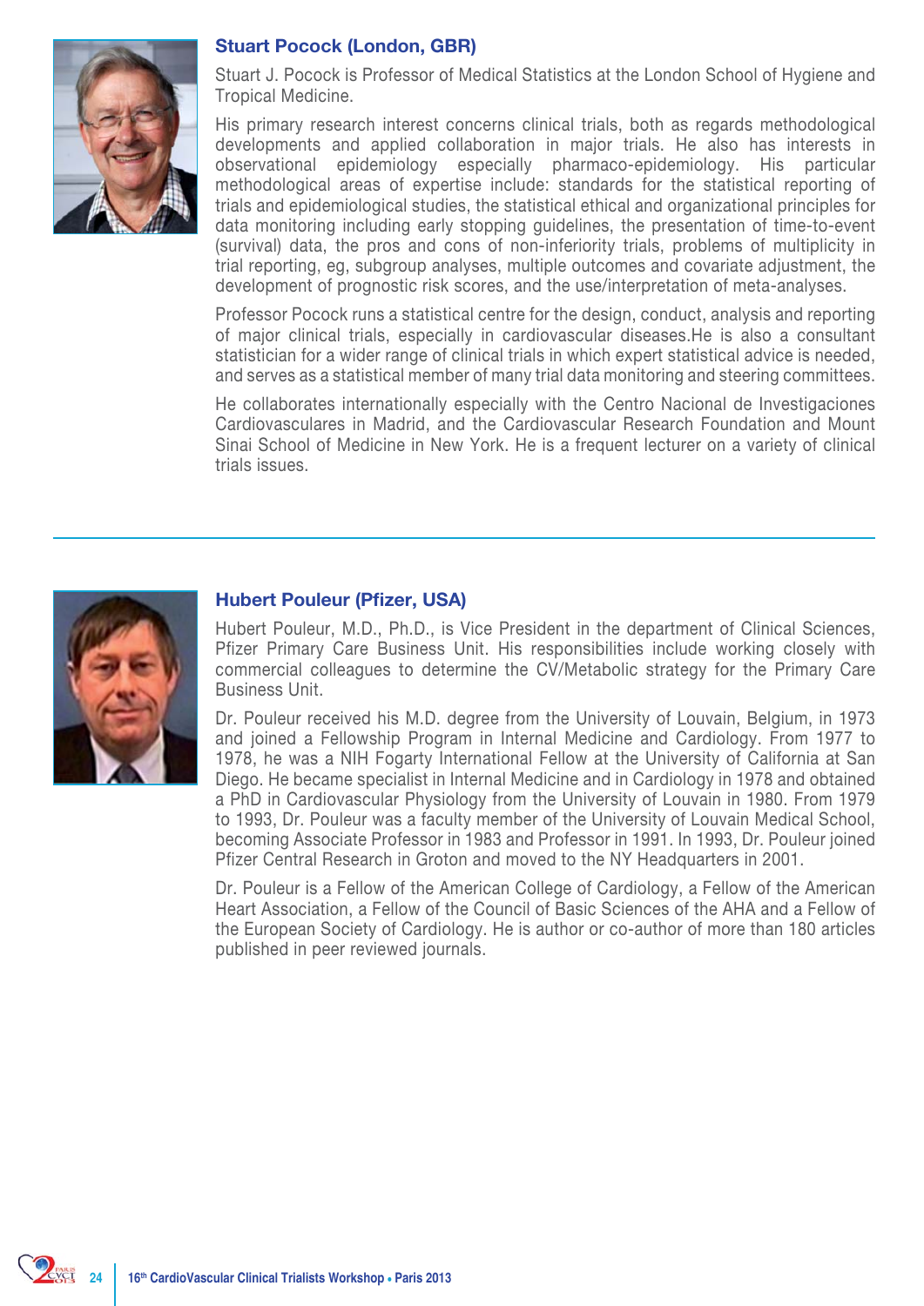## Stuart Pocock (London, GBR)

Stuart J. Pocock is Professor of Medical Statistics at the London School of Hygiene and Tropical Medicine.

His primary research interest concerns clinical trials, both as regards methodological developments and applied collaboration in major trials. He also has interests in observational epidemiology especially pharmaco-epidemiology. His particular methodological areas of expertise include: standards for the statistical reporting of trials and epidemiological studies, the statistical ethical and organizational principles for data monitoring including early stopping guidelines, the presentation of time-to-event (survival) data, the pros and cons of non-inferiority trials, problems of multiplicity in trial reporting, eg, subgroup analyses, multiple outcomes and covariate adjustment, the development of prognostic risk scores, and the use/interpretation of meta-analyses.

Professor Pocock runs a statistical centre for the design, conduct, analysis and reporting of major clinical trials, especially in cardiovascular diseases.He is also a consultant statistician for a wider range of clinical trials in which expert statistical advice is needed, and serves as a statistical member of many trial data monitoring and steering committees.

He collaborates internationally especially with the Centro Nacional de Investigaciones Cardiovasculares in Madrid, and the Cardiovascular Research Foundation and Mount Sinai School of Medicine in New York. He is a frequent lecturer on a variety of clinical trials issues.

---

## Hubert Pouleur (Pfizer, USA)

Hubert Pouleur, M.D., Ph.D., is Vice President in the department of Clinical Sciences, Pfizer Primary Care Business Unit. His responsibilities include working closely with commercial colleagues to determine the CV/Metabolic strategy for the Primary Care Business Unit.

Dr. Pouleur received his M.D. degree from the University of Louvain, Belgium, in 1973 and joined a Fellowship Program in Internal Medicine and Cardiology. From 1977 to 1978, he was a NIH Fogarty International Fellow at the University of California at San Diego. He became specialist in Internal Medicine and in Cardiology in 1978 and obtained a PhD in Cardiovascular Physiology from the University of Louvain in 1980. From 1979 to 1993, Dr. Pouleur was a faculty member of the University of Louvain Medical School, becoming Associate Professor in 1983 and Professor in 1991. In 1993, Dr. Pouleur joined Pfizer Central Research in Groton and moved to the NY Headquarters in 2001.

Dr. Pouleur is a Fellow of the American College of Cardiology, a Fellow of the American Heart Association, a Fellow of the Council of Basic Sciences of the AHA and a Fellow of the European Society of Cardiology. He is author or co-author of more than 180 articles published in peer reviewed journals.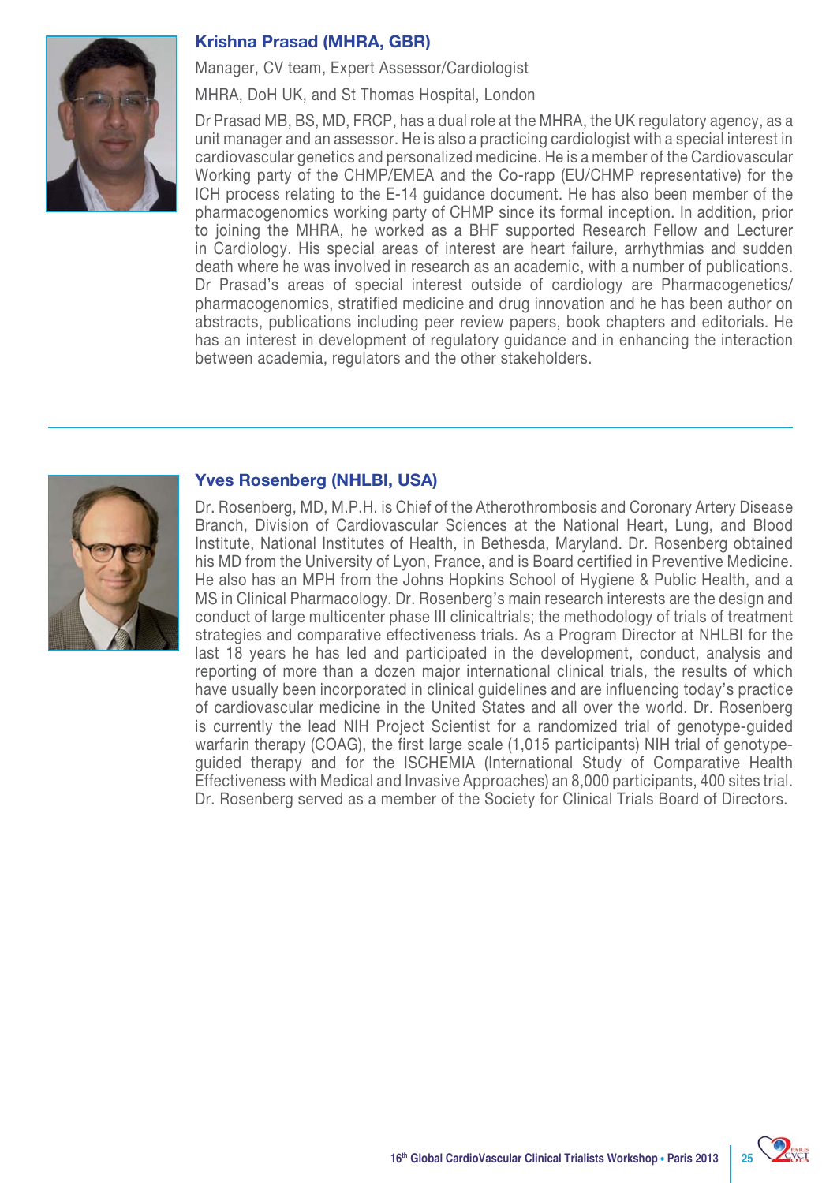## Krishna Prasad (MHRA, GBR)

Manager, CV team, Expert Assessor/Cardiologist

MHRA, DoH UK, and St Thomas Hospital, London

Dr Prasad MB, BS, MD, FRCP, has a dual role at the MHRA, the UK regulatory agency, as a unit manager and an assessor. He is also a practicing cardiologist with a special interest in cardiovascular genetics and personalized medicine. He is a member of the Cardiovascular Working party of the CHMP/EMEA and the Co-rapp (EU/CHMP representative) for the ICH process relating to the E-14 guidance document. He has also been member of the pharmacogenomics working party of CHMP since its formal inception. In addition, prior to joining the MHRA, he worked as a BHF supported Research Fellow and Lecturer in Cardiology. His special areas of interest are heart failure, arrhythmias and sudden death where he was involved in research as an academic, with a number of publications. Dr Prasad's areas of special interest outside of cardiology are Pharmacogenetics/ pharmacogenomics, stratified medicine and drug innovation and he has been author on abstracts, publications including peer review papers, book chapters and editorials. He has an interest in development of regulatory guidance and in enhancing the interaction between academia, regulators and the other stakeholders.

## Yves Rosenberg (NHLBI, USA)

Dr. Rosenberg, MD, M.P.H. is Chief of the Atherothrombosis and Coronary Artery Disease Branch, Division of Cardiovascular Sciences at the National Heart, Lung, and Blood Institute, National Institutes of Health, in Bethesda, Maryland. Dr. Rosenberg obtained his MD from the University of Lyon, France, and is Board certified in Preventive Medicine. He also has an MPH from the Johns Hopkins School of Hygiene & Public Health, and a MS in Clinical Pharmacology. Dr. Rosenberg's main research interests are the design and conduct of large multicenter phase III clinicaltrials; the methodology of trials of treatment strategies and comparative effectiveness trials. As a Program Director at NHLBI for the last 18 years he has led and participated in the development, conduct, analysis and reporting of more than a dozen major international clinical trials, the results of which have usually been incorporated in clinical guidelines and are influencing today's practice of cardiovascular medicine in the United States and all over the world. Dr. Rosenberg is currently the lead NIH Project Scientist for a randomized trial of genotype-guided warfarin therapy (COAG), the first large scale (1,015 participants) NIH trial of genotype-guided therapy and for the ISCHEMIA (International Study of Comparative Health Effectiveness with Medical and Invasive Approaches) an 8,000 participants, 400 sites trial. Dr. Rosenberg served as a member of the Society for Clinical Trials Board of Directors.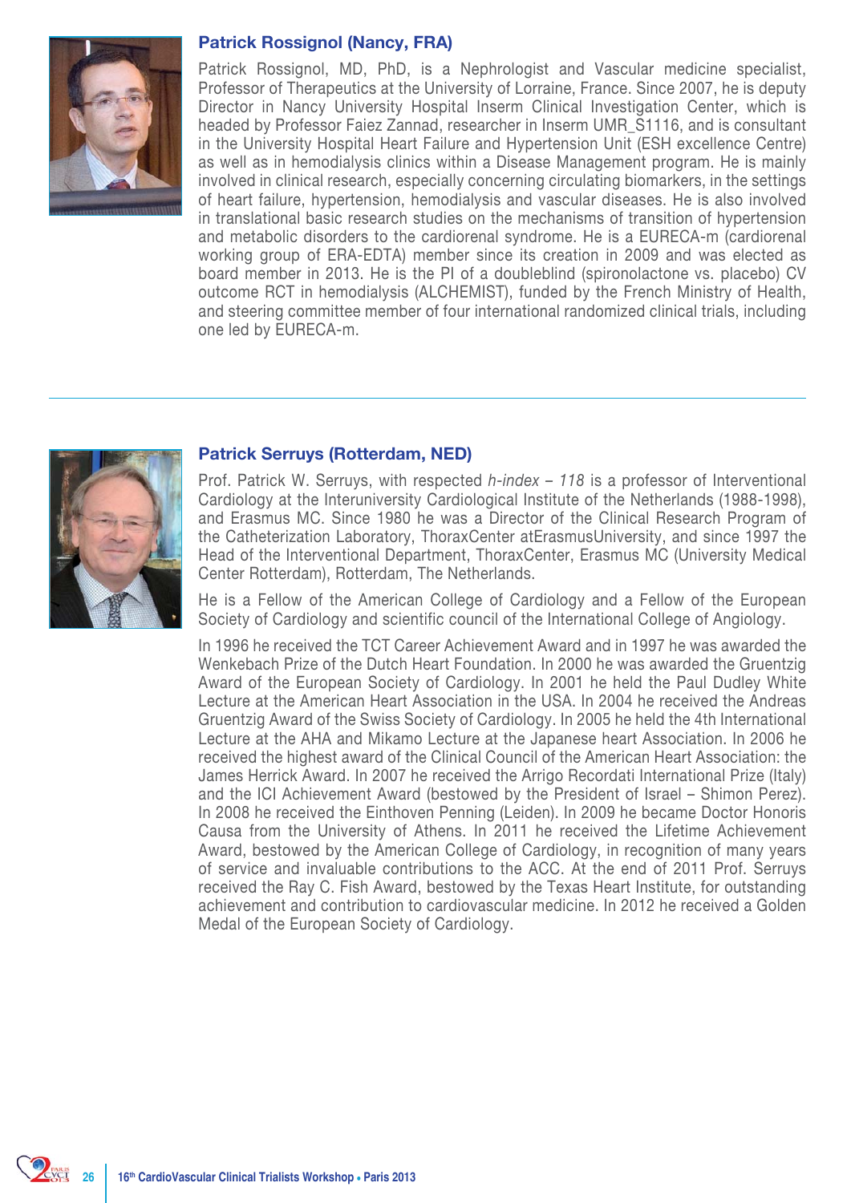### Patrick Rossignol (Nancy, FRA)

Patrick Rossignol, MD, PhD, is a Nephrologist and Vascular medicine specialist, Professor of Therapeutics at the University of Lorraine, France. Since 2007, he is deputy Director in Nancy University Hospital Inserm Clinical Investigation Center, which is headed by Professor Faiez Zannad, researcher in Inserm UMR_S1116, and is consultant in the University Hospital Heart Failure and Hypertension Unit (ESH excellence Centre) as well as in hemodialysis clinics within a Disease Management program. He is mainly involved in clinical research, especially concerning circulating biomarkers, in the settings of heart failure, hypertension, hemodialysis and vascular diseases. He is also involved in translational basic research studies on the mechanisms of transition of hypertension and metabolic disorders to the cardiorenal syndrome. He is a EURECA-m (cardiorenal working group of ERA-EDTA) member since its creation in 2009 and was elected as board member in 2013. He is the PI of a doubleblind (spironolactone vs. placebo) CV outcome RCT in hemodialysis (ALCHEMIST), funded by the French Ministry of Health, and steering committee member of four international randomized clinical trials, including one led by EURECA-m.

---

### Patrick Serruys (Rotterdam, NED)

Prof. Patrick W. Serruys, with respected *h-index – 118* is a professor of Interventional Cardiology at the Interuniversity Cardiological Institute of the Netherlands (1988-1998), and Erasmus MC. Since 1980 he was a Director of the Clinical Research Program of the Catheterization Laboratory, ThoraxCenter atErasmusUniversity, and since 1997 the Head of the Interventional Department, ThoraxCenter, Erasmus MC (University Medical Center Rotterdam), Rotterdam, The Netherlands.

He is a Fellow of the American College of Cardiology and a Fellow of the European Society of Cardiology and scientific council of the International College of Angiology.

In 1996 he received the TCT Career Achievement Award and in 1997 he was awarded the Wenkebach Prize of the Dutch Heart Foundation. In 2000 he was awarded the Gruentzig Award of the European Society of Cardiology. In 2001 he held the Paul Dudley White Lecture at the American Heart Association in the USA. In 2004 he received the Andreas Gruentzig Award of the Swiss Society of Cardiology. In 2005 he held the 4th International Lecture at the AHA and Mikamo Lecture at the Japanese heart Association. In 2006 he received the highest award of the Clinical Council of the American Heart Association: the James Herrick Award. In 2007 he received the Arrigo Recordati International Prize (Italy) and the ICI Achievement Award (bestowed by the President of Israel – Shimon Perez). In 2008 he received the Einthoven Penning (Leiden). In 2009 he became Doctor Honoris Causa from the University of Athens. In 2011 he received the Lifetime Achievement Award, bestowed by the American College of Cardiology, in recognition of many years of service and invaluable contributions to the ACC. At the end of 2011 Prof. Serruys received the Ray C. Fish Award, bestowed by the Texas Heart Institute, for outstanding achievement and contribution to cardiovascular medicine. In 2012 he received a Golden Medal of the European Society of Cardiology.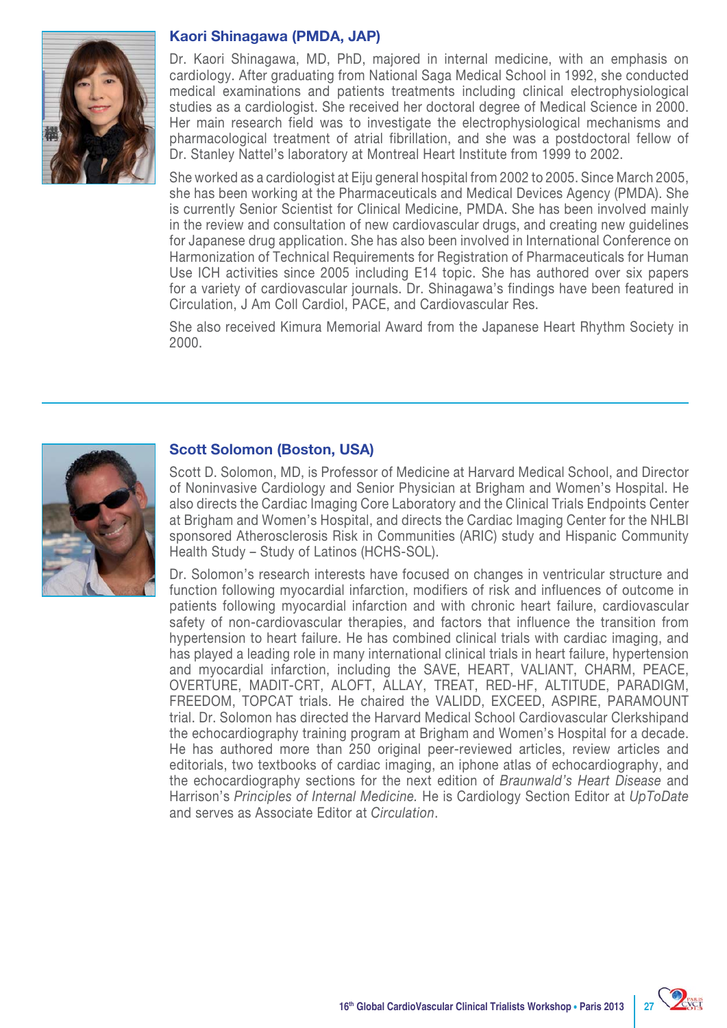### Kaori Shinagawa (PMDA, JAP)

Dr. Kaori Shinagawa, MD, PhD, majored in internal medicine, with an emphasis on cardiology. After graduating from National Saga Medical School in 1992, she conducted medical examinations and patients treatments including clinical electrophysiological studies as a cardiologist. She received her doctoral degree of Medical Science in 2000. Her main research field was to investigate the electrophysiological mechanisms and pharmacological treatment of atrial fibrillation, and she was a postdoctoral fellow of Dr. Stanley Nattel's laboratory at Montreal Heart Institute from 1999 to 2002.

She worked as a cardiologist at Eiju general hospital from 2002 to 2005. Since March 2005, she has been working at the Pharmaceuticals and Medical Devices Agency (PMDA). She is currently Senior Scientist for Clinical Medicine, PMDA. She has been involved mainly in the review and consultation of new cardiovascular drugs, and creating new guidelines for Japanese drug application. She has also been involved in International Conference on Harmonization of Technical Requirements for Registration of Pharmaceuticals for Human Use ICH activities since 2005 including E14 topic. She has authored over six papers for a variety of cardiovascular journals. Dr. Shinagawa's findings have been featured in Circulation, J Am Coll Cardiol, PACE, and Cardiovascular Res.

She also received Kimura Memorial Award from the Japanese Heart Rhythm Society in 2000.

---

### Scott Solomon (Boston, USA)

Scott D. Solomon, MD, is Professor of Medicine at Harvard Medical School, and Director of Noninvasive Cardiology and Senior Physician at Brigham and Women's Hospital. He also directs the Cardiac Imaging Core Laboratory and the Clinical Trials Endpoints Center at Brigham and Women's Hospital, and directs the Cardiac Imaging Center for the NHLBI sponsored Atherosclerosis Risk in Communities (ARIC) study and Hispanic Community Health Study – Study of Latinos (HCHS-SOL).

Dr. Solomon's research interests have focused on changes in ventricular structure and function following myocardial infarction, modifiers of risk and influences of outcome in patients following myocardial infarction and with chronic heart failure, cardiovascular safety of non-cardiovascular therapies, and factors that influence the transition from hypertension to heart failure. He has combined clinical trials with cardiac imaging, and has played a leading role in many international clinical trials in heart failure, hypertension and myocardial infarction, including the SAVE, HEART, VALIANT, CHARM, PEACE, OVERTURE, MADIT-CRT, ALOFT, ALLAY, TREAT, RED-HF, ALTITUDE, PARADIGM, FREEDOM, TOPCAT trials. He chaired the VALIDD, EXCEED, ASPIRE, PARAMOUNT trial. Dr. Solomon has directed the Harvard Medical School Cardiovascular Clerkshipand the echocardiography training program at Brigham and Women's Hospital for a decade. He has authored more than 250 original peer-reviewed articles, review articles and editorials, two textbooks of cardiac imaging, an iphone atlas of echocardiography, and the echocardiography sections for the next edition of *Braunwald's Heart Disease* and Harrison's *Principles of Internal Medicine.* He is Cardiology Section Editor at *UpToDate* and serves as Associate Editor at *Circulation*.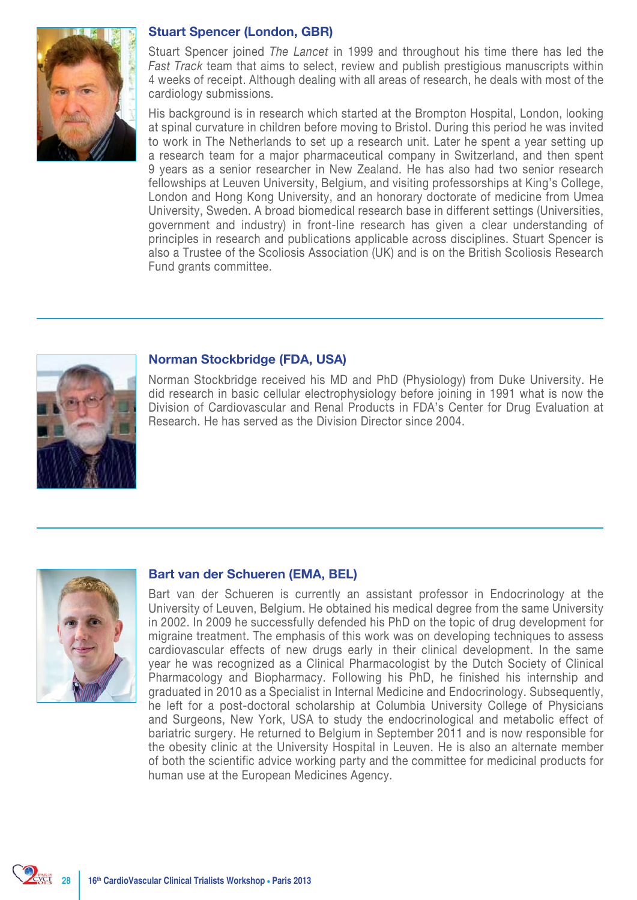### Stuart Spencer (London, GBR)

Stuart Spencer joined *The Lancet* in 1999 and throughout his time there has led the *Fast Track* team that aims to select, review and publish prestigious manuscripts within 4 weeks of receipt. Although dealing with all areas of research, he deals with most of the cardiology submissions.

His background is in research which started at the Brompton Hospital, London, looking at spinal curvature in children before moving to Bristol. During this period he was invited to work in The Netherlands to set up a research unit. Later he spent a year setting up a research team for a major pharmaceutical company in Switzerland, and then spent 9 years as a senior researcher in New Zealand. He has also had two senior research fellowships at Leuven University, Belgium, and visiting professorships at King's College, London and Hong Kong University, and an honorary doctorate of medicine from Umea University, Sweden. A broad biomedical research base in different settings (Universities, government and industry) in front-line research has given a clear understanding of principles in research and publications applicable across disciplines. Stuart Spencer is also a Trustee of the Scoliosis Association (UK) and is on the British Scoliosis Research Fund grants committee.

### Norman Stockbridge (FDA, USA)

Norman Stockbridge received his MD and PhD (Physiology) from Duke University. He did research in basic cellular electrophysiology before joining in 1991 what is now the Division of Cardiovascular and Renal Products in FDA's Center for Drug Evaluation at Research. He has served as the Division Director since 2004.

### Bart van der Schueren (EMA, BEL)

Bart van der Schueren is currently an assistant professor in Endocrinology at the University of Leuven, Belgium. He obtained his medical degree from the same University in 2002. In 2009 he successfully defended his PhD on the topic of drug development for migraine treatment. The emphasis of this work was on developing techniques to assess cardiovascular effects of new drugs early in their clinical development. In the same year he was recognized as a Clinical Pharmacologist by the Dutch Society of Clinical Pharmacology and Biopharmacy. Following his PhD, he finished his internship and graduated in 2010 as a Specialist in Internal Medicine and Endocrinology. Subsequently, he left for a post-doctoral scholarship at Columbia University College of Physicians and Surgeons, New York, USA to study the endocrinological and metabolic effect of bariatric surgery. He returned to Belgium in September 2011 and is now responsible for the obesity clinic at the University Hospital in Leuven. He is also an alternate member of both the scientific advice working party and the committee for medicinal products for human use at the European Medicines Agency.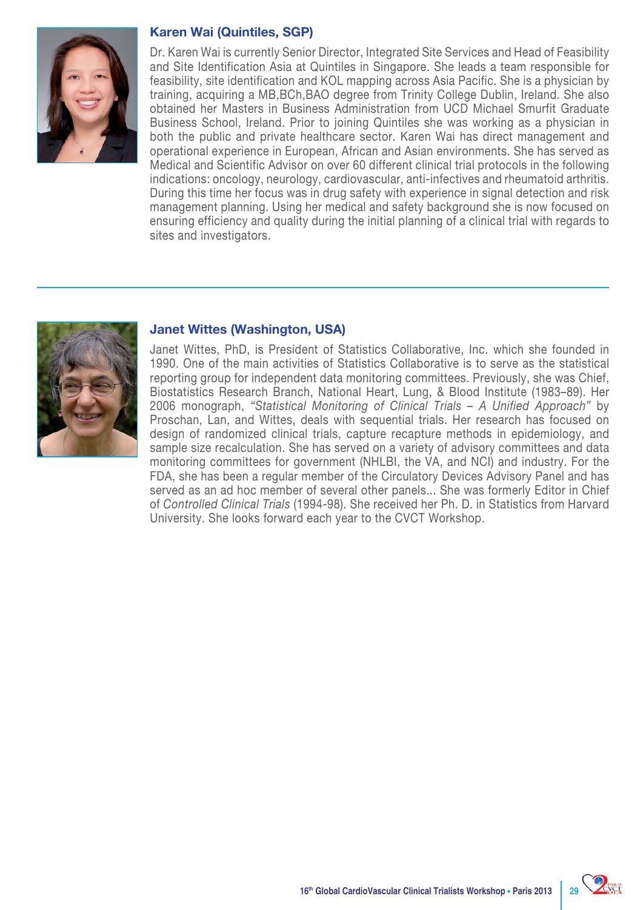### Karen Wai (Quintiles, SGP)

Dr. Karen Wai is currently Senior Director, Integrated Site Services and Head of Feasibility and Site Identification Asia at Quintiles in Singapore. She leads a team responsible for feasibility, site identification and KOL mapping across Asia Pacific. She is a physician by training, acquiring a MB,BCh,BAO degree from Trinity College Dublin, Ireland. She also obtained her Masters in Business Administration from UCD Michael Smurfit Graduate Business School, Ireland. Prior to joining Quintiles she was working as a physician in both the public and private healthcare sector. Karen Wai has direct management and operational experience in European, African and Asian environments. She has served as Medical and Scientific Advisor on over 60 different clinical trial protocols in the following indications: oncology, neurology, cardiovascular, anti-infectives and rheumatoid arthritis. During this time her focus was in drug safety with experience in signal detection and risk management planning. Using her medical and safety background she is now focused on ensuring efficiency and quality during the initial planning of a clinical trial with regards to sites and investigators.

---

### Janet Wittes (Washington, USA)

Janet Wittes, PhD, is President of Statistics Collaborative, Inc. which she founded in 1990. One of the main activities of Statistics Collaborative is to serve as the statistical reporting group for independent data monitoring committees. Previously, she was Chief, Biostatistics Research Branch, National Heart, Lung, & Blood Institute (1983–89). Her 2006 monograph, *"Statistical Monitoring of Clinical Trials – A Unified Approach"* by Proschan, Lan, and Wittes, deals with sequential trials. Her research has focused on design of randomized clinical trials, capture recapture methods in epidemiology, and sample size recalculation. She has served on a variety of advisory committees and data monitoring committees for government (NHLBI, the VA, and NCI) and industry. For the FDA, she has been a regular member of the Circulatory Devices Advisory Panel and has served as an ad hoc member of several other panels... She was formerly Editor in Chief of *Controlled Clinical Trials* (1994-98). She received her Ph. D. in Statistics from Harvard University. She looks forward each year to the CVCT Workshop.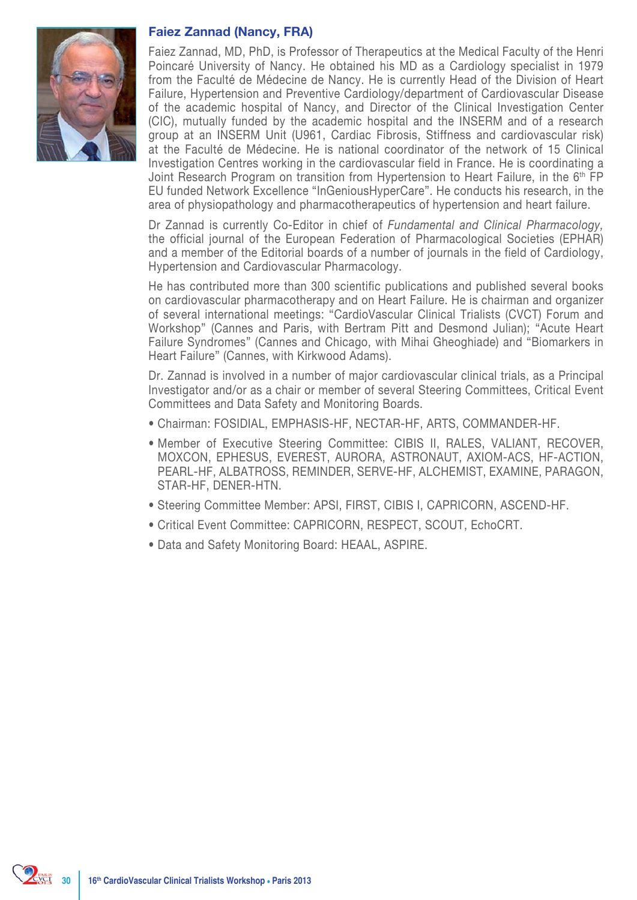## Faiez Zannad (Nancy, FRA)

Faiez Zannad, MD, PhD, is Professor of Therapeutics at the Medical Faculty of the Henri Poincaré University of Nancy. He obtained his MD as a Cardiology specialist in 1979 from the Faculté de Médecine de Nancy. He is currently Head of the Division of Heart Failure, Hypertension and Preventive Cardiology/department of Cardiovascular Disease of the academic hospital of Nancy, and Director of the Clinical Investigation Center (CIC), mutually funded by the academic hospital and the INSERM and of a research group at an INSERM Unit (U961, Cardiac Fibrosis, Stiffness and cardiovascular risk) at the Faculté de Médecine. He is national coordinator of the network of 15 Clinical Investigation Centres working in the cardiovascular field in France. He is coordinating a Joint Research Program on transition from Hypertension to Heart Failure, in the 6th FP EU funded Network Excellence "InGeniousHyperCare". He conducts his research, in the area of physiopathology and pharmacotherapeutics of hypertension and heart failure.

Dr Zannad is currently Co-Editor in chief of *Fundamental and Clinical Pharmacology,* the official journal of the European Federation of Pharmacological Societies (EPHAR) and a member of the Editorial boards of a number of journals in the field of Cardiology, Hypertension and Cardiovascular Pharmacology.

He has contributed more than 300 scientific publications and published several books on cardiovascular pharmacotherapy and on Heart Failure. He is chairman and organizer of several international meetings: "CardioVascular Clinical Trialists (CVCT) Forum and Workshop" (Cannes and Paris, with Bertram Pitt and Desmond Julian); "Acute Heart Failure Syndromes" (Cannes and Chicago, with Mihai Gheoghiade) and "Biomarkers in Heart Failure" (Cannes, with Kirkwood Adams).

Dr. Zannad is involved in a number of major cardiovascular clinical trials, as a Principal Investigator and/or as a chair or member of several Steering Committees, Critical Event Committees and Data Safety and Monitoring Boards.

- Chairman: FOSIDIAL, EMPHASIS-HF, NECTAR-HF, ARTS, COMMANDER-HF.
- Member of Executive Steering Committee: CIBIS II, RALES, VALIANT, RECOVER, MOXCON, EPHESUS, EVEREST, AURORA, ASTRONAUT, AXIOM-ACS, HF-ACTION, PEARL-HF, ALBATROSS, REMINDER, SERVE-HF, ALCHEMIST, EXAMINE, PARAGON, STAR-HF, DENER-HTN.
- Steering Committee Member: APSI, FIRST, CIBIS I, CAPRICORN, ASCEND-HF.
- Critical Event Committee: CAPRICORN, RESPECT, SCOUT, EchoCRT.
- Data and Safety Monitoring Board: HEAAL, ASPIRE.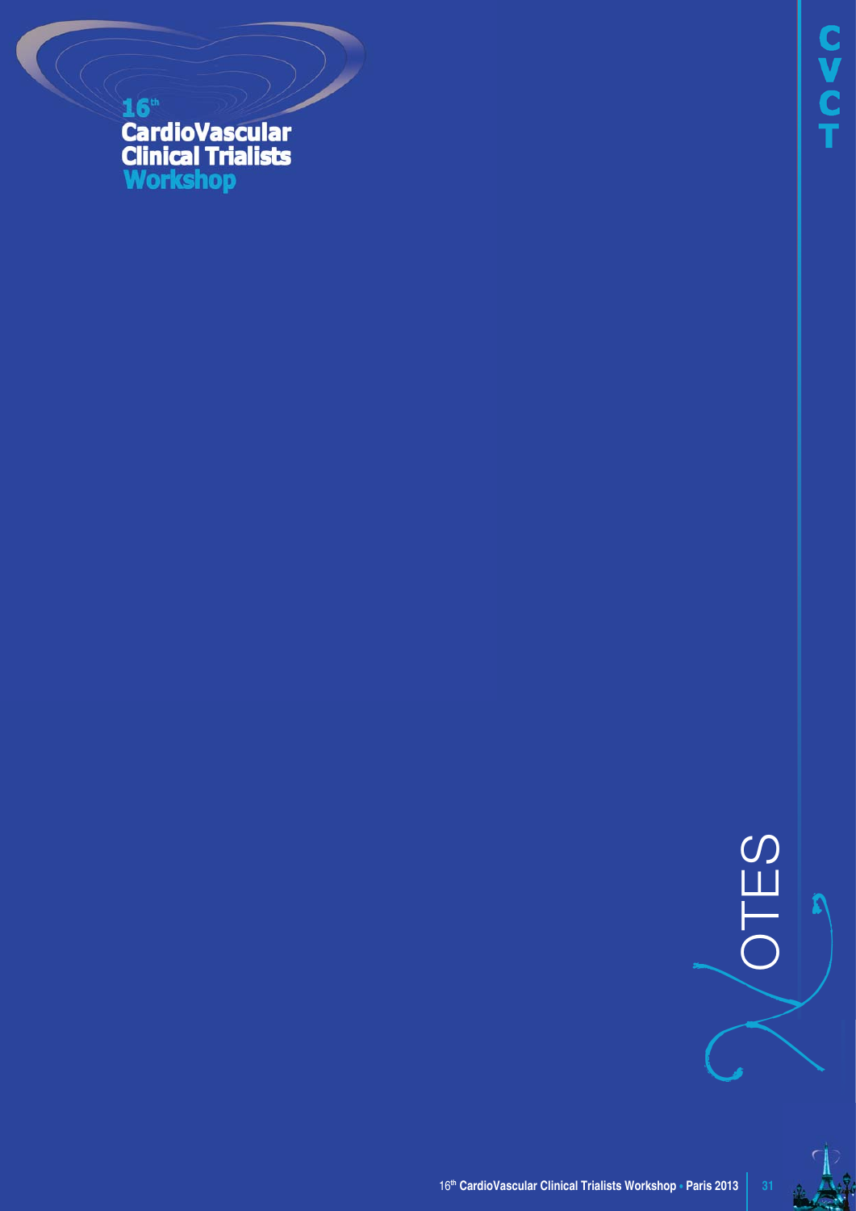# NOTES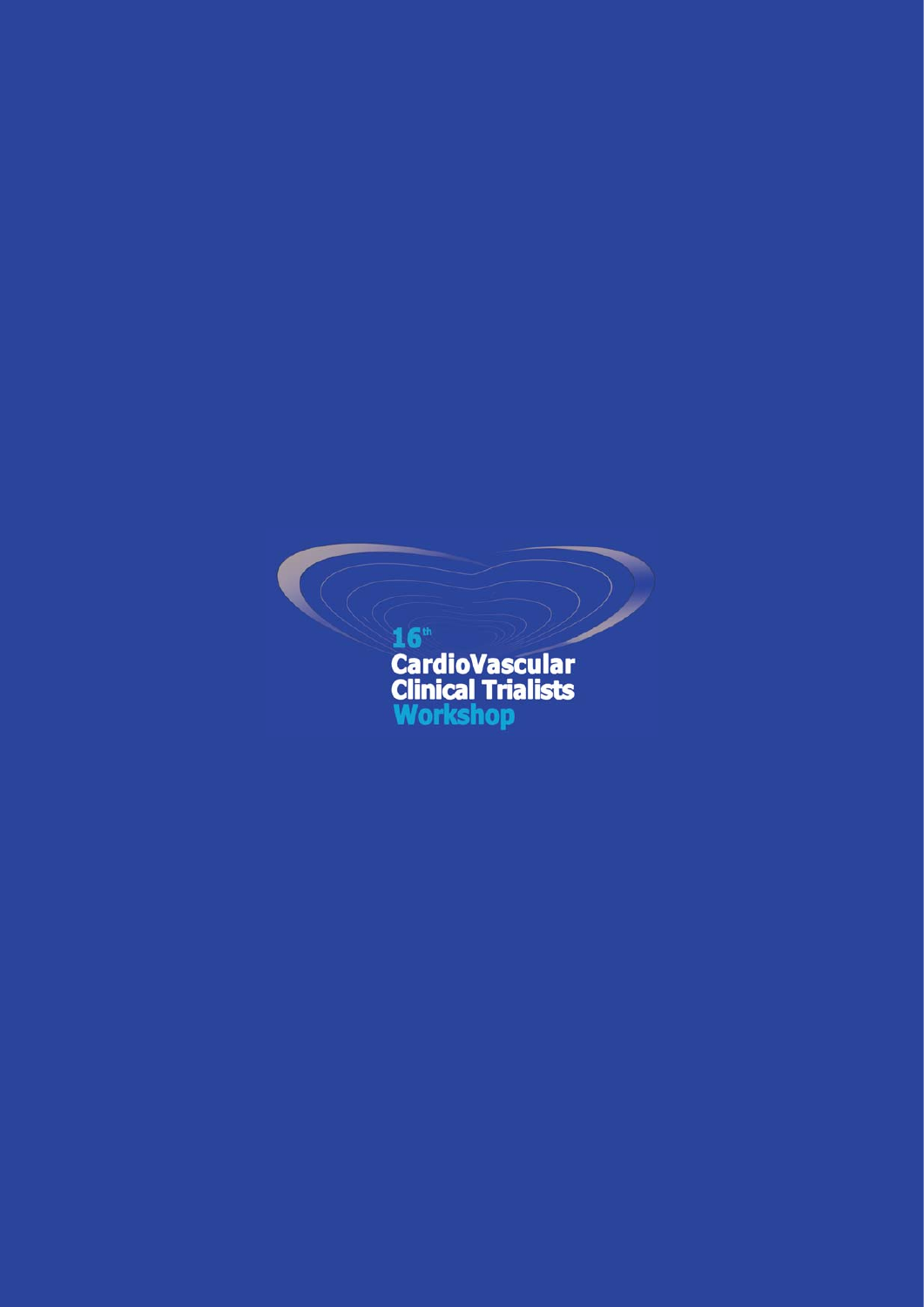16th

CardioVascular
Clinical Trialists
Workshop